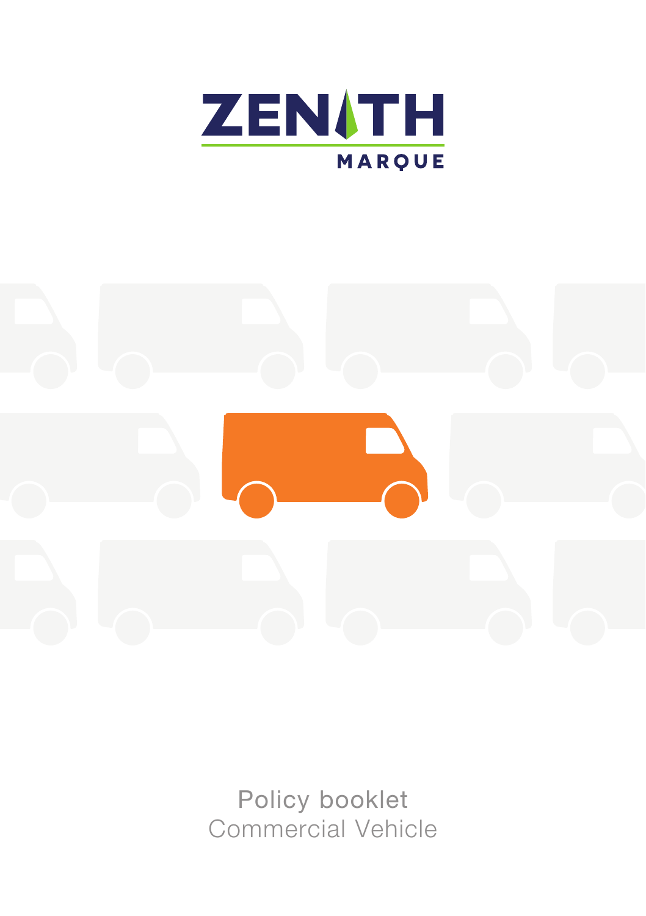ZENITH MARQUE

# Policy booklet

## Commercial Vehicle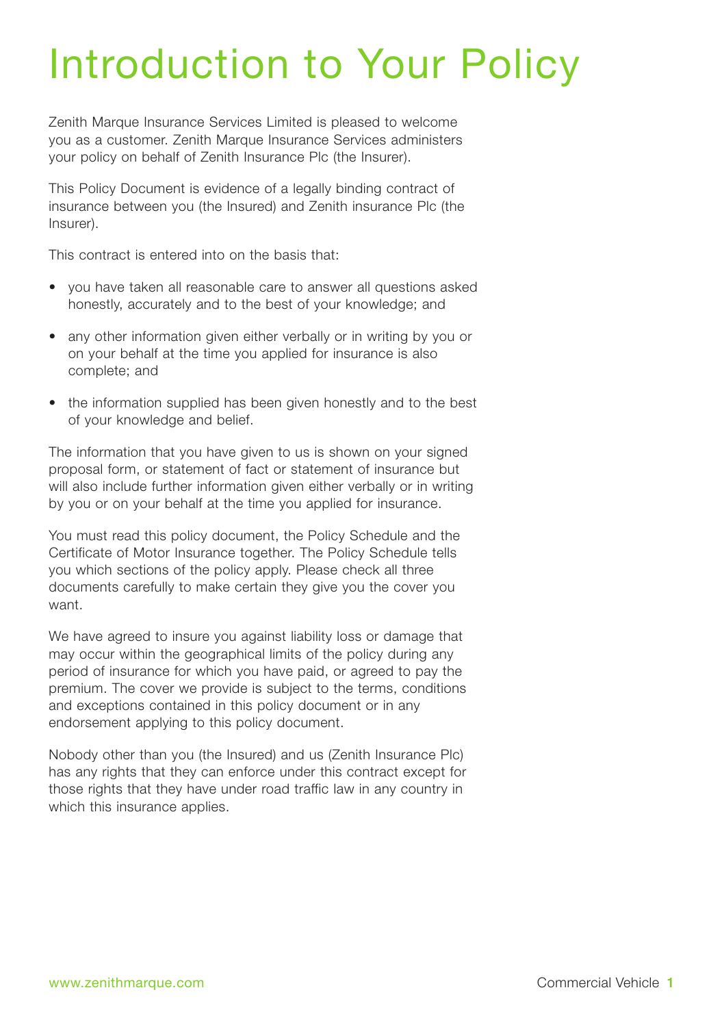# Introduction to Your Policy

Zenith Marque Insurance Services Limited is pleased to welcome you as a customer. Zenith Marque Insurance Services administers your policy on behalf of Zenith Insurance Plc (the Insurer).

This Policy Document is evidence of a legally binding contract of insurance between you (the Insured) and Zenith insurance Plc (the Insurer).

This contract is entered into on the basis that:

- you have taken all reasonable care to answer all questions asked honestly, accurately and to the best of your knowledge; and
- any other information given either verbally or in writing by you or on your behalf at the time you applied for insurance is also complete; and
- the information supplied has been given honestly and to the best of your knowledge and belief.

The information that you have given to us is shown on your signed proposal form, or statement of fact or statement of insurance but will also include further information given either verbally or in writing by you or on your behalf at the time you applied for insurance.

You must read this policy document, the Policy Schedule and the Certificate of Motor Insurance together. The Policy Schedule tells you which sections of the policy apply. Please check all three documents carefully to make certain they give you the cover you want.

We have agreed to insure you against liability loss or damage that may occur within the geographical limits of the policy during any period of insurance for which you have paid, or agreed to pay the premium. The cover we provide is subject to the terms, conditions and exceptions contained in this policy document or in any endorsement applying to this policy document.

Nobody other than you (the Insured) and us (Zenith Insurance Plc) has any rights that they can enforce under this contract except for those rights that they have under road traffic law in any country in which this insurance applies.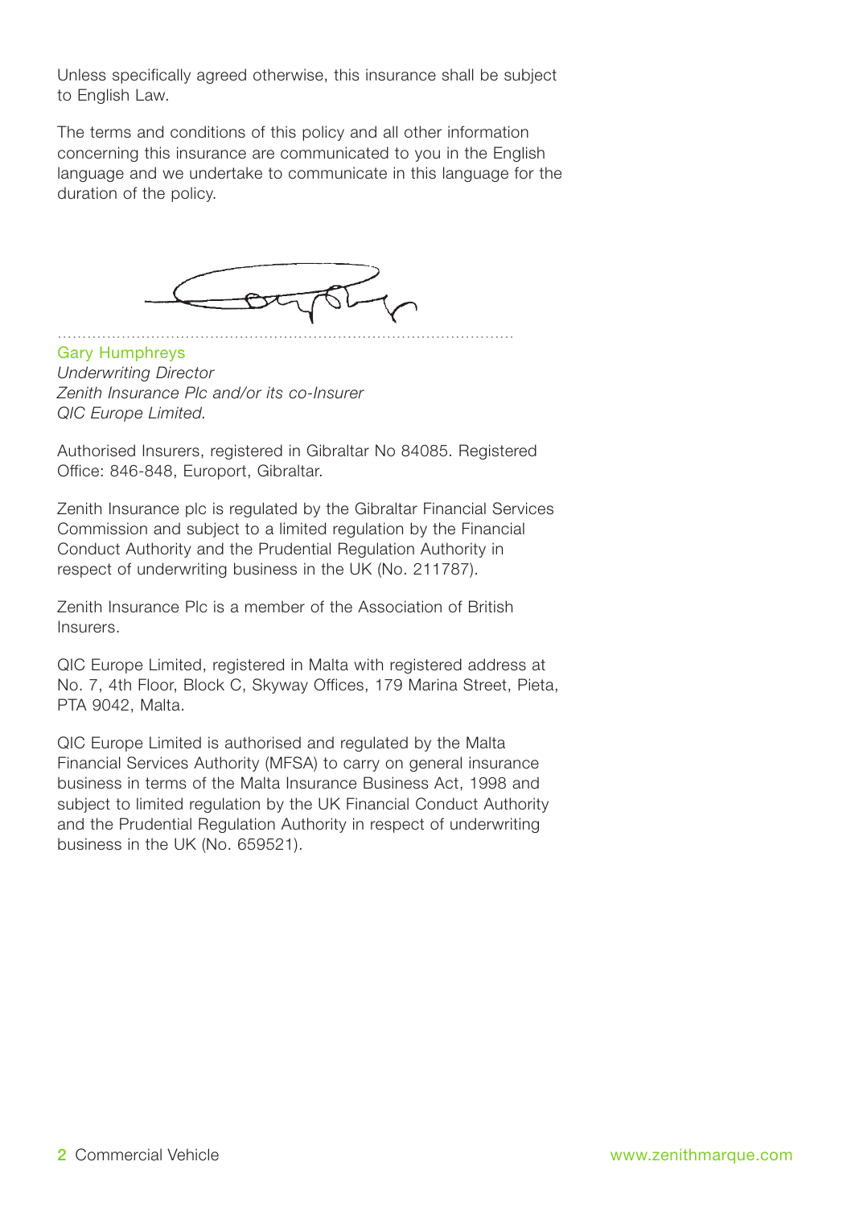Unless specifically agreed otherwise, this insurance shall be subject to English Law.

The terms and conditions of this policy and all other information concerning this insurance are communicated to you in the English language and we undertake to communicate in this language for the duration of the policy.

Gary Humphreys
*Underwriting Director*
*Zenith Insurance Plc and/or its co-Insurer*
*QIC Europe Limited.*

Authorised Insurers, registered in Gibraltar No 84085. Registered Office: 846-848, Europort, Gibraltar.

Zenith Insurance plc is regulated by the Gibraltar Financial Services Commission and subject to a limited regulation by the Financial Conduct Authority and the Prudential Regulation Authority in respect of underwriting business in the UK (No. 211787).

Zenith Insurance Plc is a member of the Association of British Insurers.

QIC Europe Limited, registered in Malta with registered address at No. 7, 4th Floor, Block C, Skyway Offices, 179 Marina Street, Pieta, PTA 9042, Malta.

QIC Europe Limited is authorised and regulated by the Malta Financial Services Authority (MFSA) to carry on general insurance business in terms of the Malta Insurance Business Act, 1998 and subject to limited regulation by the UK Financial Conduct Authority and the Prudential Regulation Authority in respect of underwriting business in the UK (No. 659521).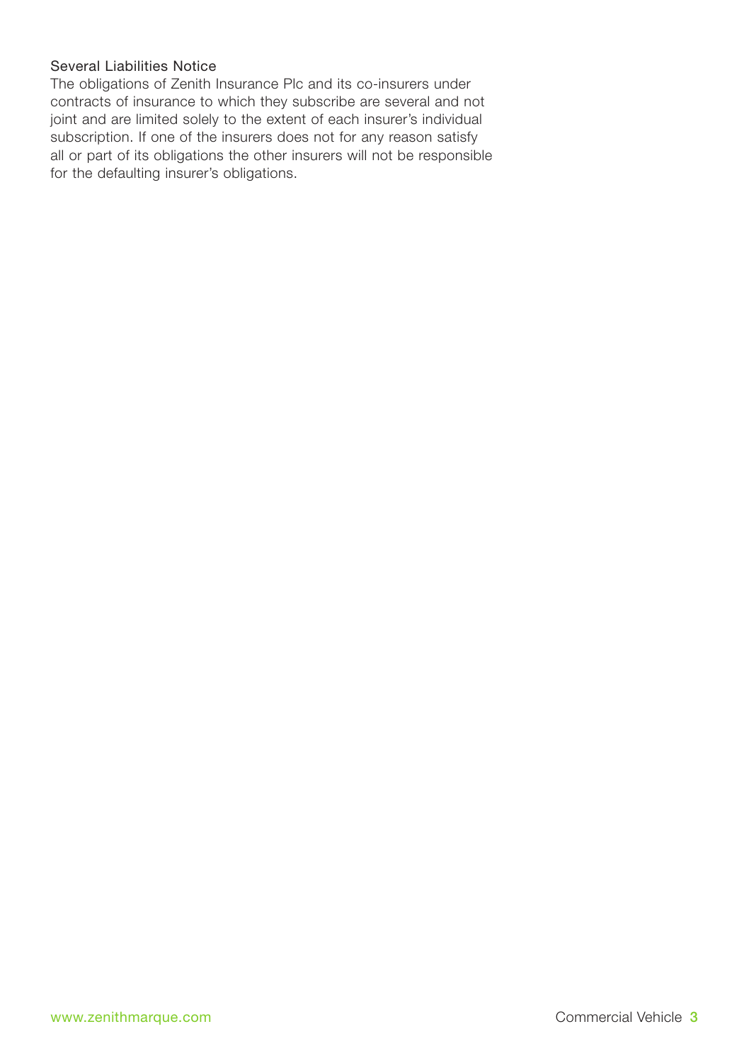### Several Liabilities Notice

The obligations of Zenith Insurance Plc and its co-insurers under contracts of insurance to which they subscribe are several and not joint and are limited solely to the extent of each insurer's individual subscription. If one of the insurers does not for any reason satisfy all or part of its obligations the other insurers will not be responsible for the defaulting insurer's obligations.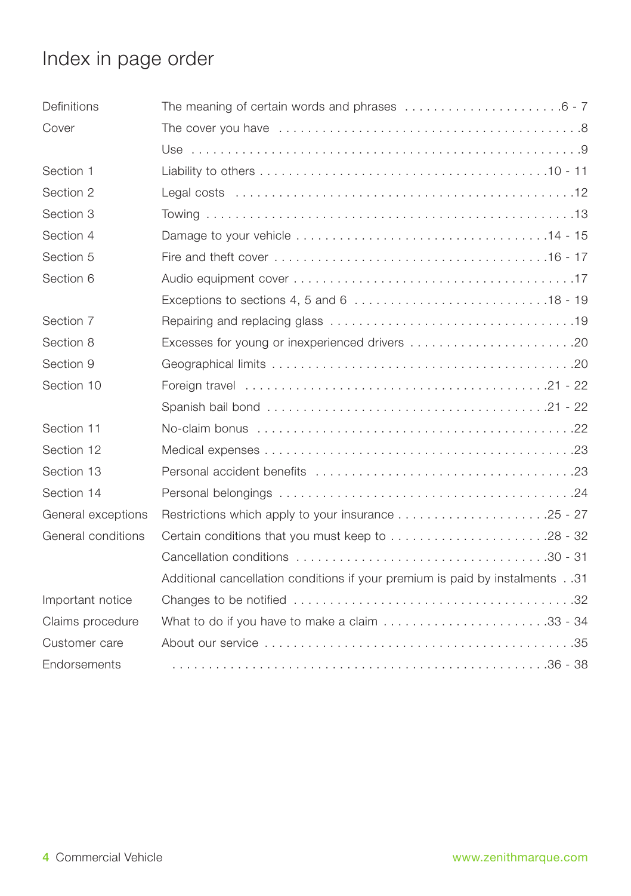# Index in page order

| | | |
|---|---|---|
| Definitions | The meaning of certain words and phrases | 6 - 7 |
| Cover | The cover you have | 8 |
| | Use | 9 |
| Section 1 | Liability to others | 10 - 11 |
| Section 2 | Legal costs | 12 |
| Section 3 | Towing | 13 |
| Section 4 | Damage to your vehicle | 14 - 15 |
| Section 5 | Fire and theft cover | 16 - 17 |
| Section 6 | Audio equipment cover | 17 |
| | Exceptions to sections 4, 5 and 6 | 18 - 19 |
| Section 7 | Repairing and replacing glass | 19 |
| Section 8 | Excesses for young or inexperienced drivers | 20 |
| Section 9 | Geographical limits | 20 |
| Section 10 | Foreign travel | 21 - 22 |
| | Spanish bail bond | 21 - 22 |
| Section 11 | No-claim bonus | 22 |
| Section 12 | Medical expenses | 23 |
| Section 13 | Personal accident benefits | 23 |
| Section 14 | Personal belongings | 24 |
| General exceptions | Restrictions which apply to your insurance | 25 - 27 |
| General conditions | Certain conditions that you must keep to | 28 - 32 |
| | Cancellation conditions | 30 - 31 |
| | Additional cancellation conditions if your premium is paid by instalments | 31 |
| Important notice | Changes to be notified | 32 |
| Claims procedure | What to do if you have to make a claim | 33 - 34 |
| Customer care | About our service | 35 |
| Endorsements | | 36 - 38 |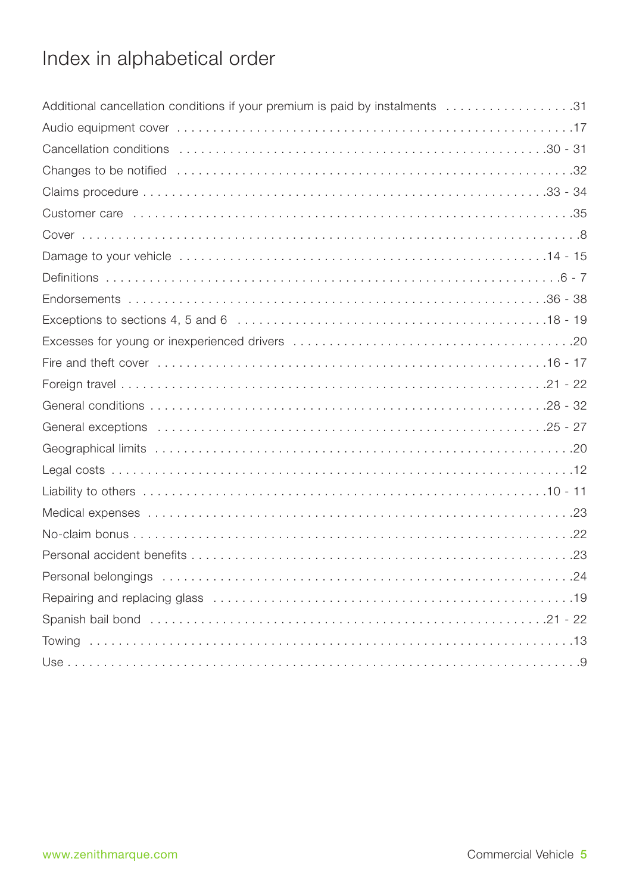# Index in alphabetical order

| | |
|---|---|
| Additional cancellation conditions if your premium is paid by instalments | 31 |
| Audio equipment cover | 17 |
| Cancellation conditions | 30 - 31 |
| Changes to be notified | 32 |
| Claims procedure | 33 - 34 |
| Customer care | 35 |
| Cover | 8 |
| Damage to your vehicle | 14 - 15 |
| Definitions | 6 - 7 |
| Endorsements | 36 - 38 |
| Exceptions to sections 4, 5 and 6 | 18 - 19 |
| Excesses for young or inexperienced drivers | 20 |
| Fire and theft cover | 16 - 17 |
| Foreign travel | 21 - 22 |
| General conditions | 28 - 32 |
| General exceptions | 25 - 27 |
| Geographical limits | 20 |
| Legal costs | 12 |
| Liability to others | 10 - 11 |
| Medical expenses | 23 |
| No-claim bonus | 22 |
| Personal accident benefits | 23 |
| Personal belongings | 24 |
| Repairing and replacing glass | 19 |
| Spanish bail bond | 21 - 22 |
| Towing | 13 |
| Use | 9 |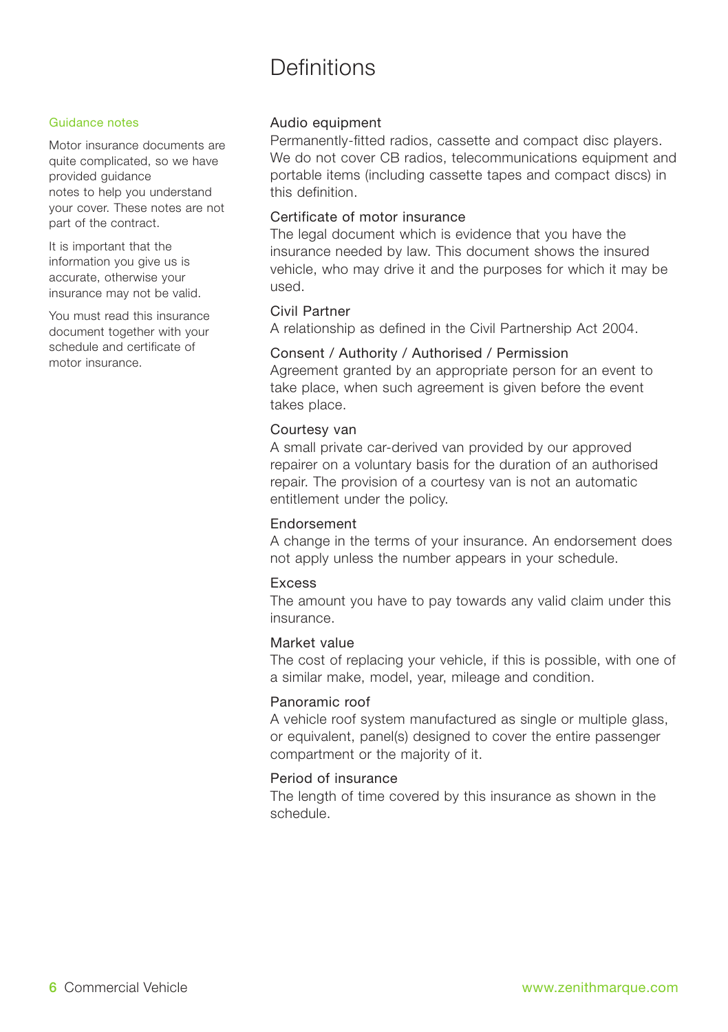# Definitions

**Guidance notes**

Motor insurance documents are quite complicated, so we have provided guidance notes to help you understand your cover. These notes are not part of the contract.

It is important that the information you give us is accurate, otherwise your insurance may not be valid.

You must read this insurance document together with your schedule and certificate of motor insurance.

### Audio equipment

Permanently-fitted radios, cassette and compact disc players. We do not cover CB radios, telecommunications equipment and portable items (including cassette tapes and compact discs) in this definition.

### Certificate of motor insurance

The legal document which is evidence that you have the insurance needed by law. This document shows the insured vehicle, who may drive it and the purposes for which it may be used.

### Civil Partner

A relationship as defined in the Civil Partnership Act 2004.

### Consent / Authority / Authorised / Permission

Agreement granted by an appropriate person for an event to take place, when such agreement is given before the event takes place.

### Courtesy van

A small private car-derived van provided by our approved repairer on a voluntary basis for the duration of an authorised repair. The provision of a courtesy van is not an automatic entitlement under the policy.

### Endorsement

A change in the terms of your insurance. An endorsement does not apply unless the number appears in your schedule.

### Excess

The amount you have to pay towards any valid claim under this insurance.

### Market value

The cost of replacing your vehicle, if this is possible, with one of a similar make, model, year, mileage and condition.

### Panoramic roof

A vehicle roof system manufactured as single or multiple glass, or equivalent, panel(s) designed to cover the entire passenger compartment or the majority of it.

### Period of insurance

The length of time covered by this insurance as shown in the schedule.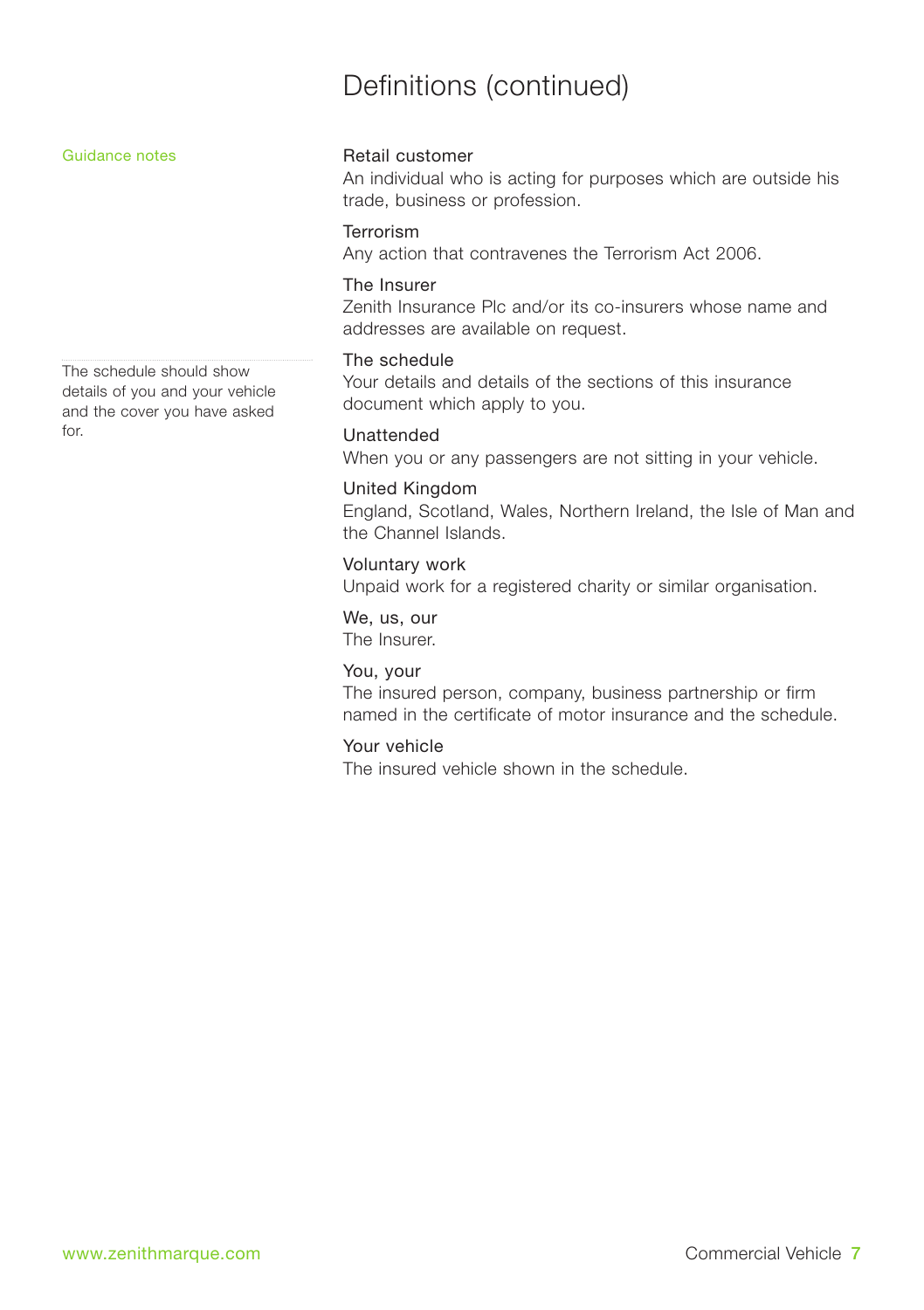# Definitions (continued)

*Guidance notes*

**Retail customer**
An individual who is acting for purposes which are outside his trade, business or profession.

**Terrorism**
Any action that contravenes the Terrorism Act 2006.

**The Insurer**
Zenith Insurance Plc and/or its co-insurers whose name and addresses are available on request.

*The schedule should show details of you and your vehicle and the cover you have asked for.*

**The schedule**
Your details and details of the sections of this insurance document which apply to you.

**Unattended**
When you or any passengers are not sitting in your vehicle.

**United Kingdom**
England, Scotland, Wales, Northern Ireland, the Isle of Man and the Channel Islands.

**Voluntary work**
Unpaid work for a registered charity or similar organisation.

**We, us, our**
The Insurer.

**You, your**
The insured person, company, business partnership or firm named in the certificate of motor insurance and the schedule.

**Your vehicle**
The insured vehicle shown in the schedule.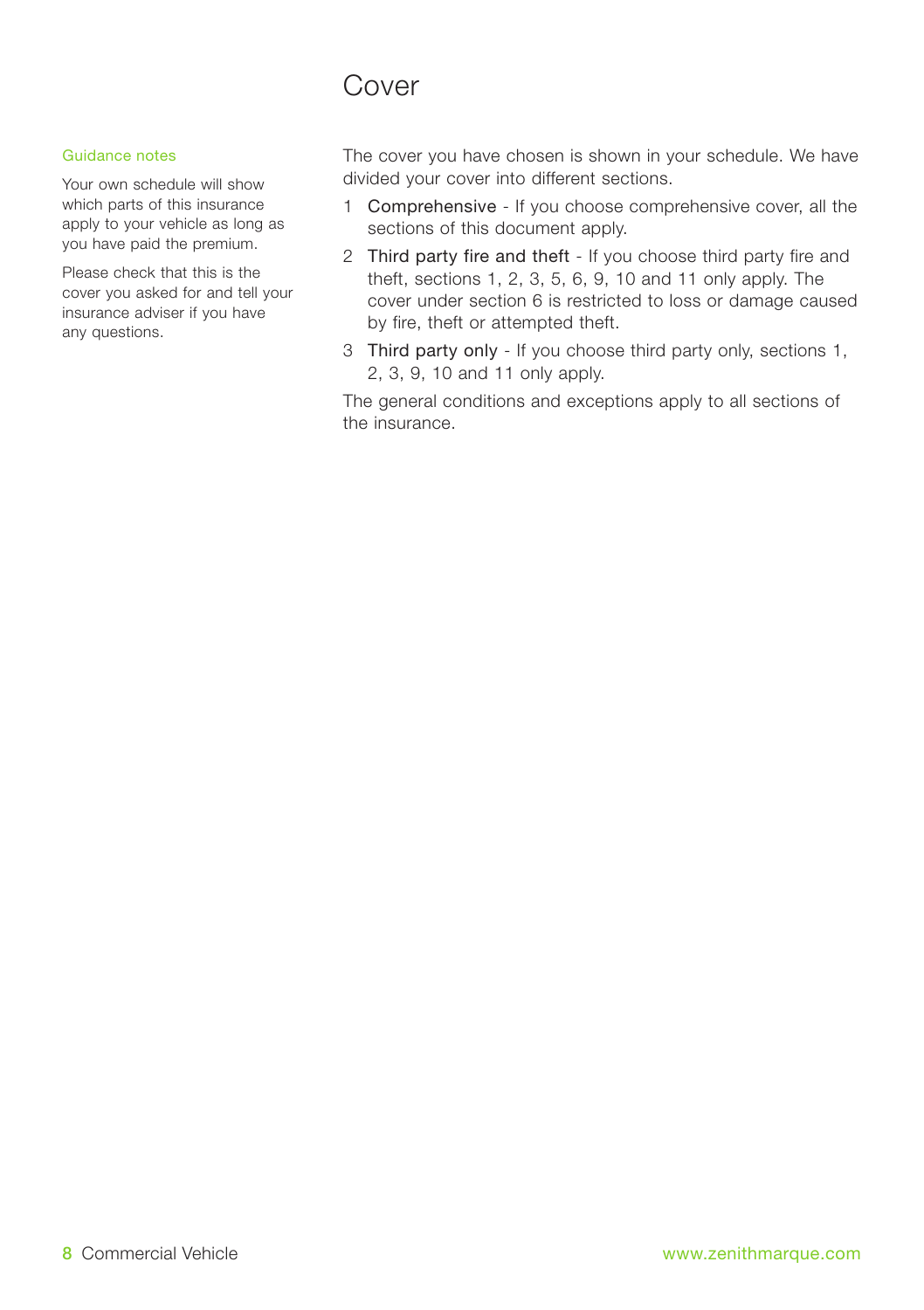# Cover

Guidance notes

Your own schedule will show which parts of this insurance apply to your vehicle as long as you have paid the premium.

Please check that this is the cover you asked for and tell your insurance adviser if you have any questions.

The cover you have chosen is shown in your schedule. We have divided your cover into different sections.

1. Comprehensive - If you choose comprehensive cover, all the sections of this document apply.
2. Third party fire and theft - If you choose third party fire and theft, sections 1, 2, 3, 5, 6, 9, 10 and 11 only apply. The cover under section 6 is restricted to loss or damage caused by fire, theft or attempted theft.
3. Third party only - If you choose third party only, sections 1, 2, 3, 9, 10 and 11 only apply.

The general conditions and exceptions apply to all sections of the insurance.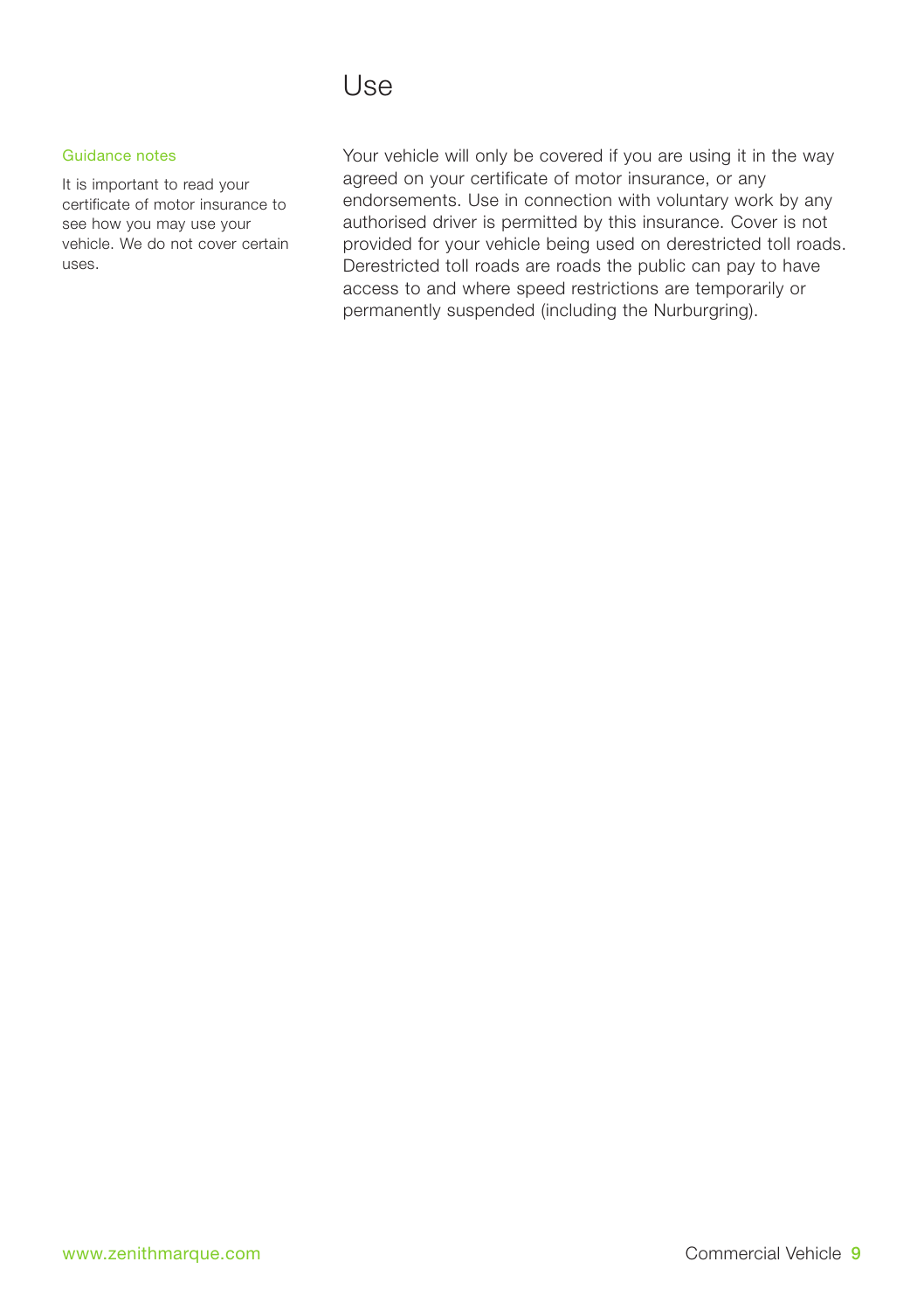# Use

**Guidance notes**

It is important to read your certificate of motor insurance to see how you may use your vehicle. We do not cover certain uses.

Your vehicle will only be covered if you are using it in the way agreed on your certificate of motor insurance, or any endorsements. Use in connection with voluntary work by any authorised driver is permitted by this insurance. Cover is not provided for your vehicle being used on derestricted toll roads. Derestricted toll roads are roads the public can pay to have access to and where speed restrictions are temporarily or permanently suspended (including the Nurburgring).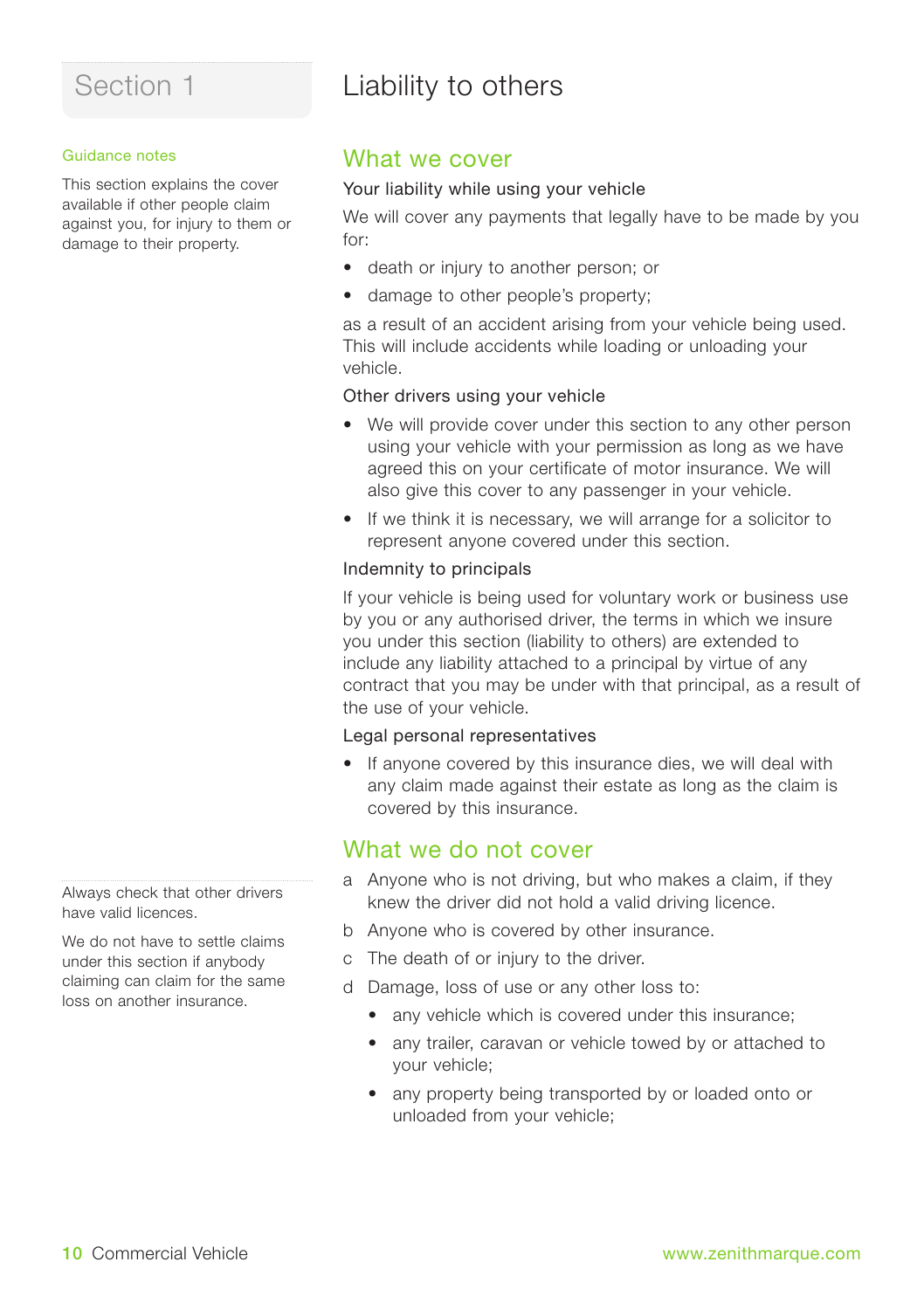# Section 1

# Liability to others

### Guidance notes

This section explains the cover available if other people claim against you, for injury to them or damage to their property.

## What we cover

**Your liability while using your vehicle**

We will cover any payments that legally have to be made by you for:

- death or injury to another person; or
- damage to other people's property;

as a result of an accident arising from your vehicle being used. This will include accidents while loading or unloading your vehicle.

**Other drivers using your vehicle**

- We will provide cover under this section to any other person using your vehicle with your permission as long as we have agreed this on your certificate of motor insurance. We will also give this cover to any passenger in your vehicle.
- If we think it is necessary, we will arrange for a solicitor to represent anyone covered under this section.

**Indemnity to principals**

If your vehicle is being used for voluntary work or business use by you or any authorised driver, the terms in which we insure you under this section (liability to others) are extended to include any liability attached to a principal by virtue of any contract that you may be under with that principal, as a result of the use of your vehicle.

**Legal personal representatives**

- If anyone covered by this insurance dies, we will deal with any claim made against their estate as long as the claim is covered by this insurance.

## What we do not cover

Always check that other drivers have valid licences.

We do not have to settle claims under this section if anybody claiming can claim for the same loss on another insurance.

a. Anyone who is not driving, but who makes a claim, if they knew the driver did not hold a valid driving licence.

b. Anyone who is covered by other insurance.

c. The death of or injury to the driver.

d. Damage, loss of use or any other loss to:
   - any vehicle which is covered under this insurance;
   - any trailer, caravan or vehicle towed by or attached to your vehicle;
   - any property being transported by or loaded onto or unloaded from your vehicle;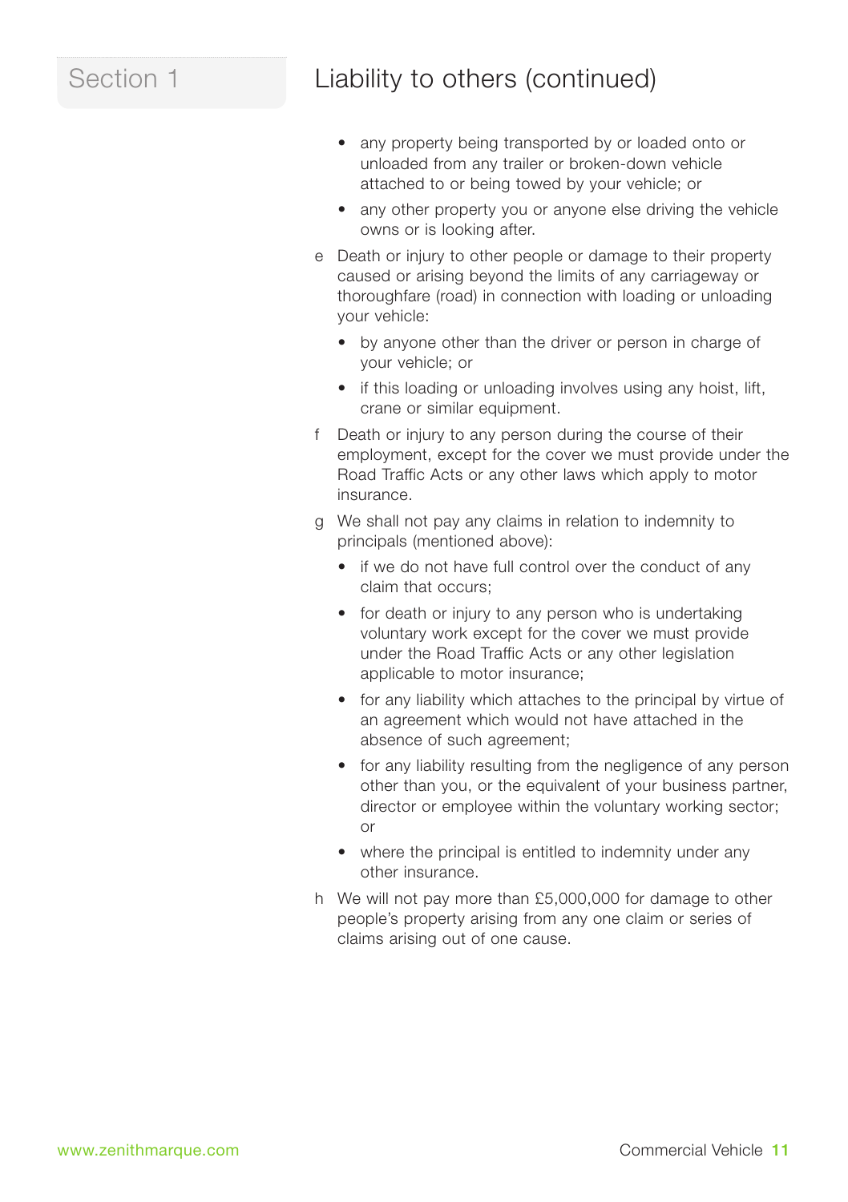## Section 1

## Liability to others (continued)

- any property being transported by or loaded onto or unloaded from any trailer or broken-down vehicle attached to or being towed by your vehicle; or
- any other property you or anyone else driving the vehicle owns or is looking after.

e Death or injury to other people or damage to their property caused or arising beyond the limits of any carriageway or thoroughfare (road) in connection with loading or unloading your vehicle:

- by anyone other than the driver or person in charge of your vehicle; or
- if this loading or unloading involves using any hoist, lift, crane or similar equipment.

f Death or injury to any person during the course of their employment, except for the cover we must provide under the Road Traffic Acts or any other laws which apply to motor insurance.

g We shall not pay any claims in relation to indemnity to principals (mentioned above):

- if we do not have full control over the conduct of any claim that occurs;
- for death or injury to any person who is undertaking voluntary work except for the cover we must provide under the Road Traffic Acts or any other legislation applicable to motor insurance;
- for any liability which attaches to the principal by virtue of an agreement which would not have attached in the absence of such agreement;
- for any liability resulting from the negligence of any person other than you, or the equivalent of your business partner, director or employee within the voluntary working sector; or
- where the principal is entitled to indemnity under any other insurance.

h We will not pay more than £5,000,000 for damage to other people's property arising from any one claim or series of claims arising out of one cause.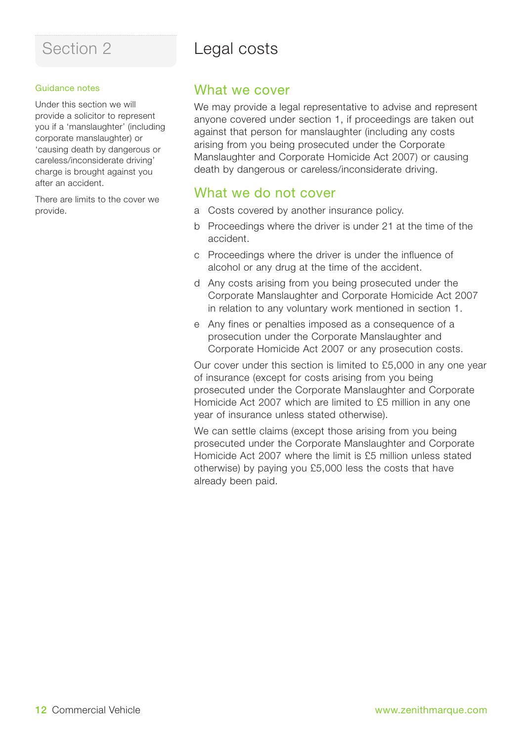# Section 2

# Legal costs

### Guidance notes

Under this section we will provide a solicitor to represent you if a 'manslaughter' (including corporate manslaughter) or 'causing death by dangerous or careless/inconsiderate driving' charge is brought against you after an accident.

There are limits to the cover we provide.

## What we cover

We may provide a legal representative to advise and represent anyone covered under section 1, if proceedings are taken out against that person for manslaughter (including any costs arising from you being prosecuted under the Corporate Manslaughter and Corporate Homicide Act 2007) or causing death by dangerous or careless/inconsiderate driving.

## What we do not cover

a Costs covered by another insurance policy.

b Proceedings where the driver is under 21 at the time of the accident.

c Proceedings where the driver is under the influence of alcohol or any drug at the time of the accident.

d Any costs arising from you being prosecuted under the Corporate Manslaughter and Corporate Homicide Act 2007 in relation to any voluntary work mentioned in section 1.

e Any fines or penalties imposed as a consequence of a prosecution under the Corporate Manslaughter and Corporate Homicide Act 2007 or any prosecution costs.

Our cover under this section is limited to £5,000 in any one year of insurance (except for costs arising from you being prosecuted under the Corporate Manslaughter and Corporate Homicide Act 2007 which are limited to £5 million in any one year of insurance unless stated otherwise).

We can settle claims (except those arising from you being prosecuted under the Corporate Manslaughter and Corporate Homicide Act 2007 where the limit is £5 million unless stated otherwise) by paying you £5,000 less the costs that have already been paid.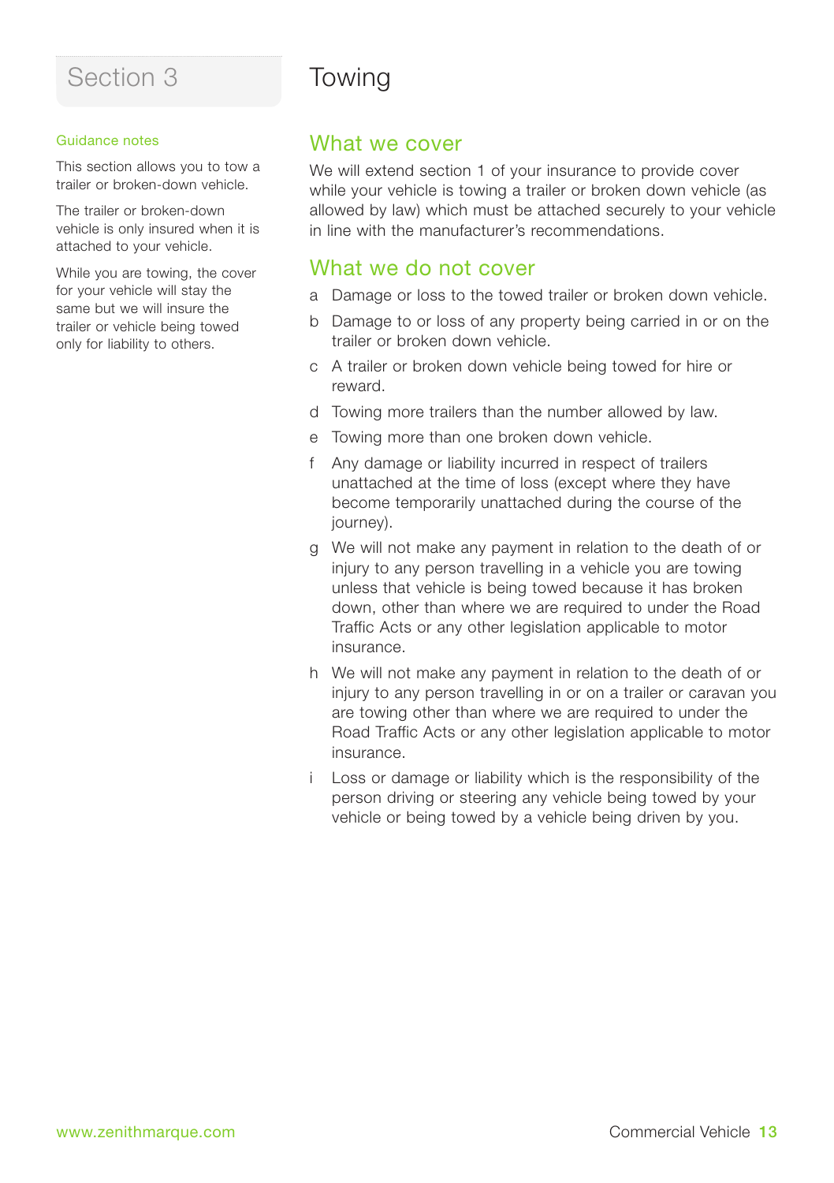# Section 3

# Towing

### Guidance notes

This section allows you to tow a trailer or broken-down vehicle.

The trailer or broken-down vehicle is only insured when it is attached to your vehicle.

While you are towing, the cover for your vehicle will stay the same but we will insure the trailer or vehicle being towed only for liability to others.

## What we cover

We will extend section 1 of your insurance to provide cover while your vehicle is towing a trailer or broken down vehicle (as allowed by law) which must be attached securely to your vehicle in line with the manufacturer's recommendations.

## What we do not cover

a Damage or loss to the towed trailer or broken down vehicle.

b Damage to or loss of any property being carried in or on the trailer or broken down vehicle.

c A trailer or broken down vehicle being towed for hire or reward.

d Towing more trailers than the number allowed by law.

e Towing more than one broken down vehicle.

f Any damage or liability incurred in respect of trailers unattached at the time of loss (except where they have become temporarily unattached during the course of the journey).

g We will not make any payment in relation to the death of or injury to any person travelling in a vehicle you are towing unless that vehicle is being towed because it has broken down, other than where we are required to under the Road Traffic Acts or any other legislation applicable to motor insurance.

h We will not make any payment in relation to the death of or injury to any person travelling in or on a trailer or caravan you are towing other than where we are required to under the Road Traffic Acts or any other legislation applicable to motor insurance.

i Loss or damage or liability which is the responsibility of the person driving or steering any vehicle being towed by your vehicle or being towed by a vehicle being driven by you.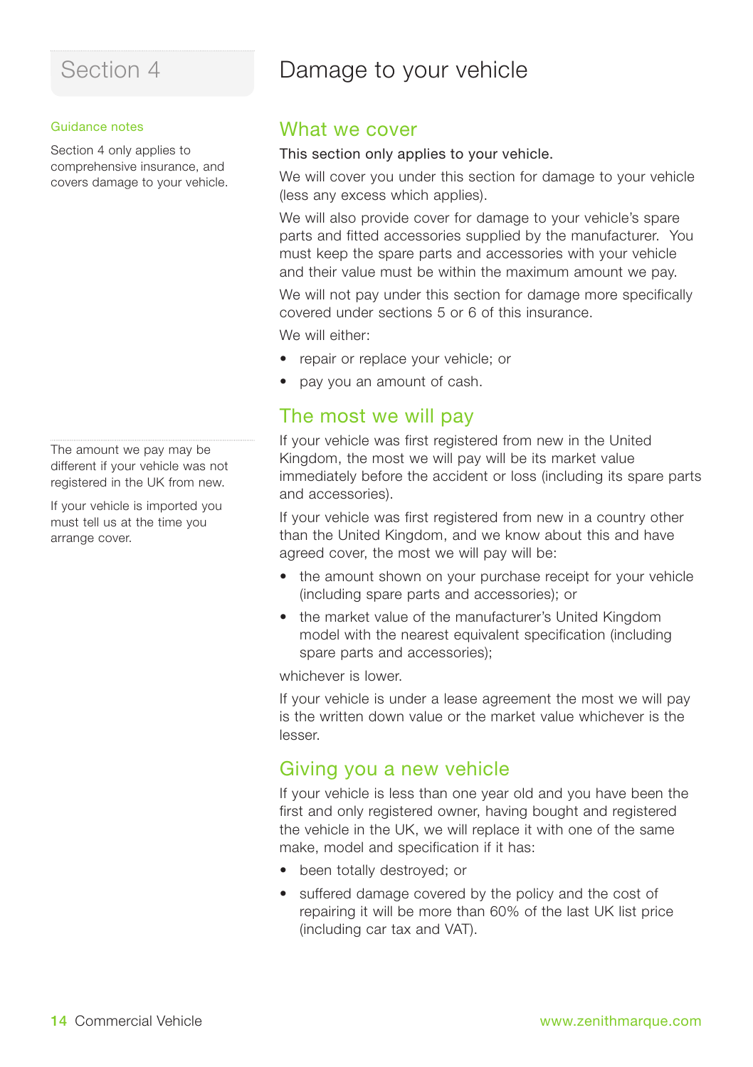# Section 4

# Damage to your vehicle

**Guidance notes**

Section 4 only applies to comprehensive insurance, and covers damage to your vehicle.

## What we cover

This section only applies to your vehicle.

We will cover you under this section for damage to your vehicle (less any excess which applies).

We will also provide cover for damage to your vehicle's spare parts and fitted accessories supplied by the manufacturer. You must keep the spare parts and accessories with your vehicle and their value must be within the maximum amount we pay.

We will not pay under this section for damage more specifically covered under sections 5 or 6 of this insurance.

We will either:

- repair or replace your vehicle; or
- pay you an amount of cash.

The amount we pay may be different if your vehicle was not registered in the UK from new.

If your vehicle is imported you must tell us at the time you arrange cover.

## The most we will pay

If your vehicle was first registered from new in the United Kingdom, the most we will pay will be its market value immediately before the accident or loss (including its spare parts and accessories).

If your vehicle was first registered from new in a country other than the United Kingdom, and we know about this and have agreed cover, the most we will pay will be:

- the amount shown on your purchase receipt for your vehicle (including spare parts and accessories); or
- the market value of the manufacturer's United Kingdom model with the nearest equivalent specification (including spare parts and accessories);

whichever is lower.

If your vehicle is under a lease agreement the most we will pay is the written down value or the market value whichever is the lesser.

## Giving you a new vehicle

If your vehicle is less than one year old and you have been the first and only registered owner, having bought and registered the vehicle in the UK, we will replace it with one of the same make, model and specification if it has:

- been totally destroyed; or
- suffered damage covered by the policy and the cost of repairing it will be more than 60% of the last UK list price (including car tax and VAT).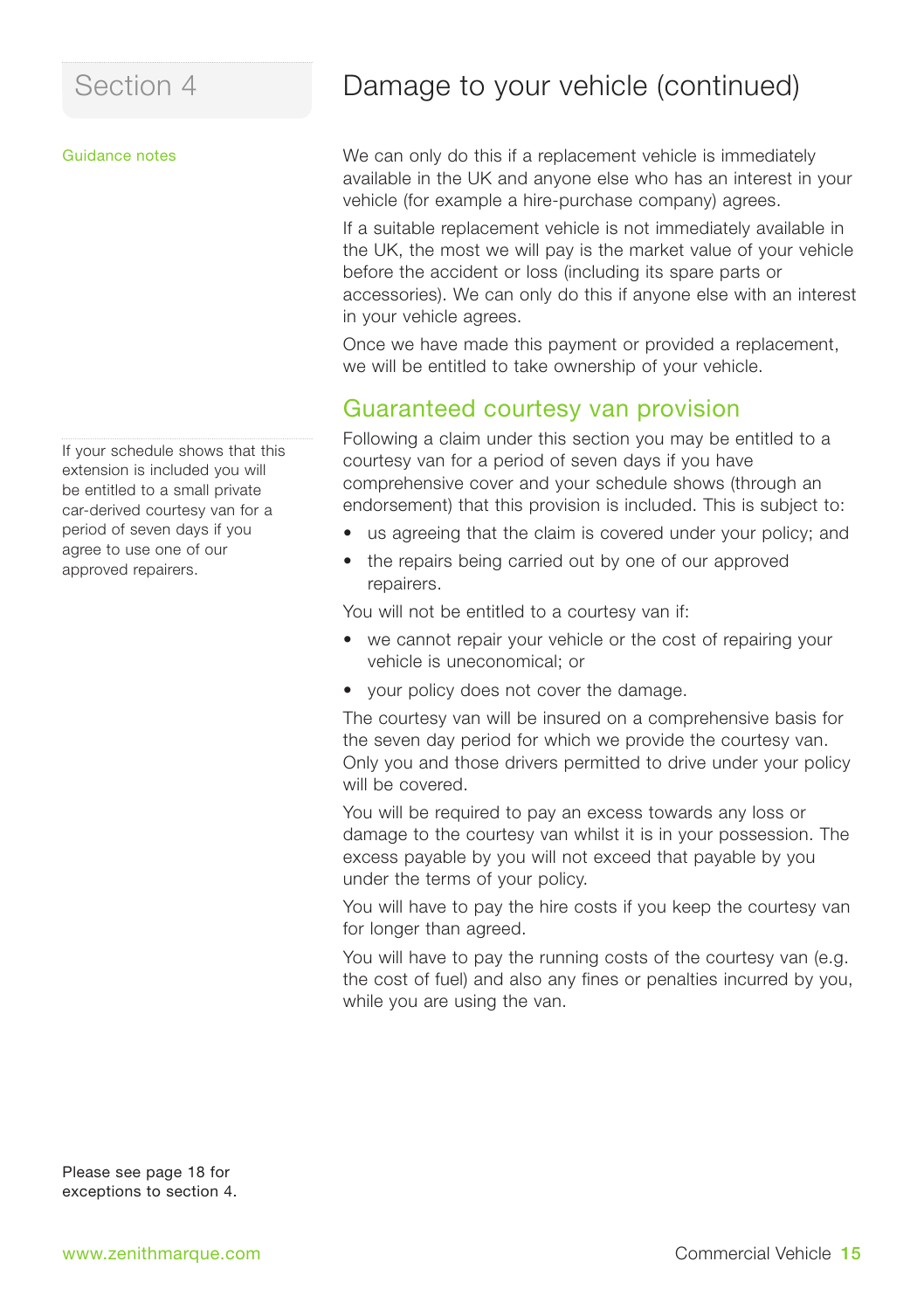# Section 4

## Damage to your vehicle (continued)

Guidance notes

We can only do this if a replacement vehicle is immediately available in the UK and anyone else who has an interest in your vehicle (for example a hire-purchase company) agrees.

If a suitable replacement vehicle is not immediately available in the UK, the most we will pay is the market value of your vehicle before the accident or loss (including its spare parts or accessories). We can only do this if anyone else with an interest in your vehicle agrees.

Once we have made this payment or provided a replacement, we will be entitled to take ownership of your vehicle.

### Guaranteed courtesy van provision

If your schedule shows that this extension is included you will be entitled to a small private car-derived courtesy van for a period of seven days if you agree to use one of our approved repairers.

Following a claim under this section you may be entitled to a courtesy van for a period of seven days if you have comprehensive cover and your schedule shows (through an endorsement) that this provision is included. This is subject to:

- us agreeing that the claim is covered under your policy; and
- the repairs being carried out by one of our approved repairers.

You will not be entitled to a courtesy van if:

- we cannot repair your vehicle or the cost of repairing your vehicle is uneconomical; or
- your policy does not cover the damage.

The courtesy van will be insured on a comprehensive basis for the seven day period for which we provide the courtesy van. Only you and those drivers permitted to drive under your policy will be covered.

You will be required to pay an excess towards any loss or damage to the courtesy van whilst it is in your possession. The excess payable by you will not exceed that payable by you under the terms of your policy.

You will have to pay the hire costs if you keep the courtesy van for longer than agreed.

You will have to pay the running costs of the courtesy van (e.g. the cost of fuel) and also any fines or penalties incurred by you, while you are using the van.

Please see page 18 for exceptions to section 4.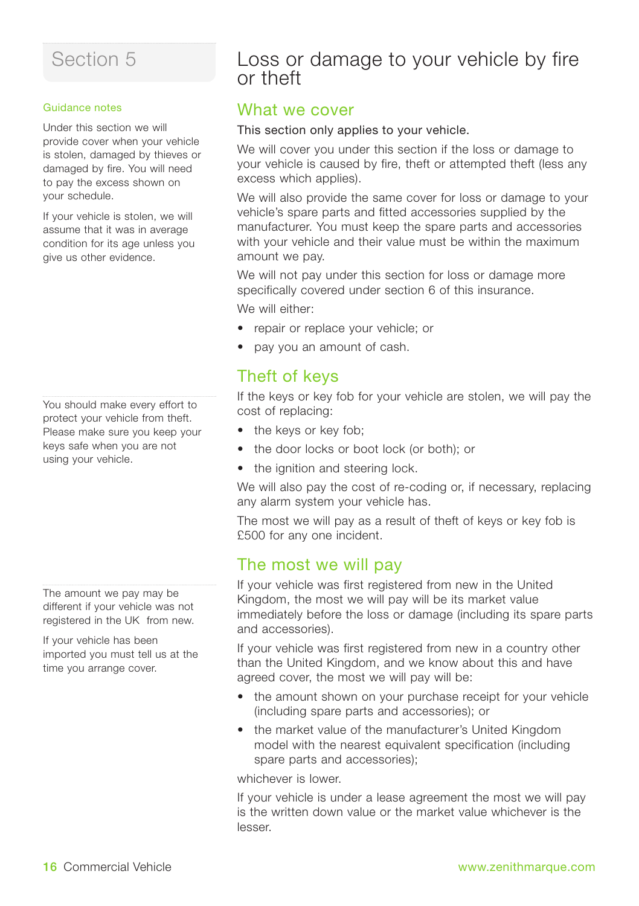# Section 5

# Loss or damage to your vehicle by fire or theft

#### Guidance notes

Under this section we will provide cover when your vehicle is stolen, damaged by thieves or damaged by fire. You will need to pay the excess shown on your schedule.

If your vehicle is stolen, we will assume that it was in average condition for its age unless you give us other evidence.

## What we cover

This section only applies to your vehicle.

We will cover you under this section if the loss or damage to your vehicle is caused by fire, theft or attempted theft (less any excess which applies).

We will also provide the same cover for loss or damage to your vehicle's spare parts and fitted accessories supplied by the manufacturer. You must keep the spare parts and accessories with your vehicle and their value must be within the maximum amount we pay.

We will not pay under this section for loss or damage more specifically covered under section 6 of this insurance.

We will either:

- repair or replace your vehicle; or
- pay you an amount of cash.

You should make every effort to protect your vehicle from theft. Please make sure you keep your keys safe when you are not using your vehicle.

## Theft of keys

If the keys or key fob for your vehicle are stolen, we will pay the cost of replacing:

- the keys or key fob;
- the door locks or boot lock (or both); or
- the ignition and steering lock.

We will also pay the cost of re-coding or, if necessary, replacing any alarm system your vehicle has.

The most we will pay as a result of theft of keys or key fob is £500 for any one incident.

The amount we pay may be different if your vehicle was not registered in the UK from new.

If your vehicle has been imported you must tell us at the time you arrange cover.

## The most we will pay

If your vehicle was first registered from new in the United Kingdom, the most we will pay will be its market value immediately before the loss or damage (including its spare parts and accessories).

If your vehicle was first registered from new in a country other than the United Kingdom, and we know about this and have agreed cover, the most we will pay will be:

- the amount shown on your purchase receipt for your vehicle (including spare parts and accessories); or
- the market value of the manufacturer's United Kingdom model with the nearest equivalent specification (including spare parts and accessories);

whichever is lower.

If your vehicle is under a lease agreement the most we will pay is the written down value or the market value whichever is the lesser.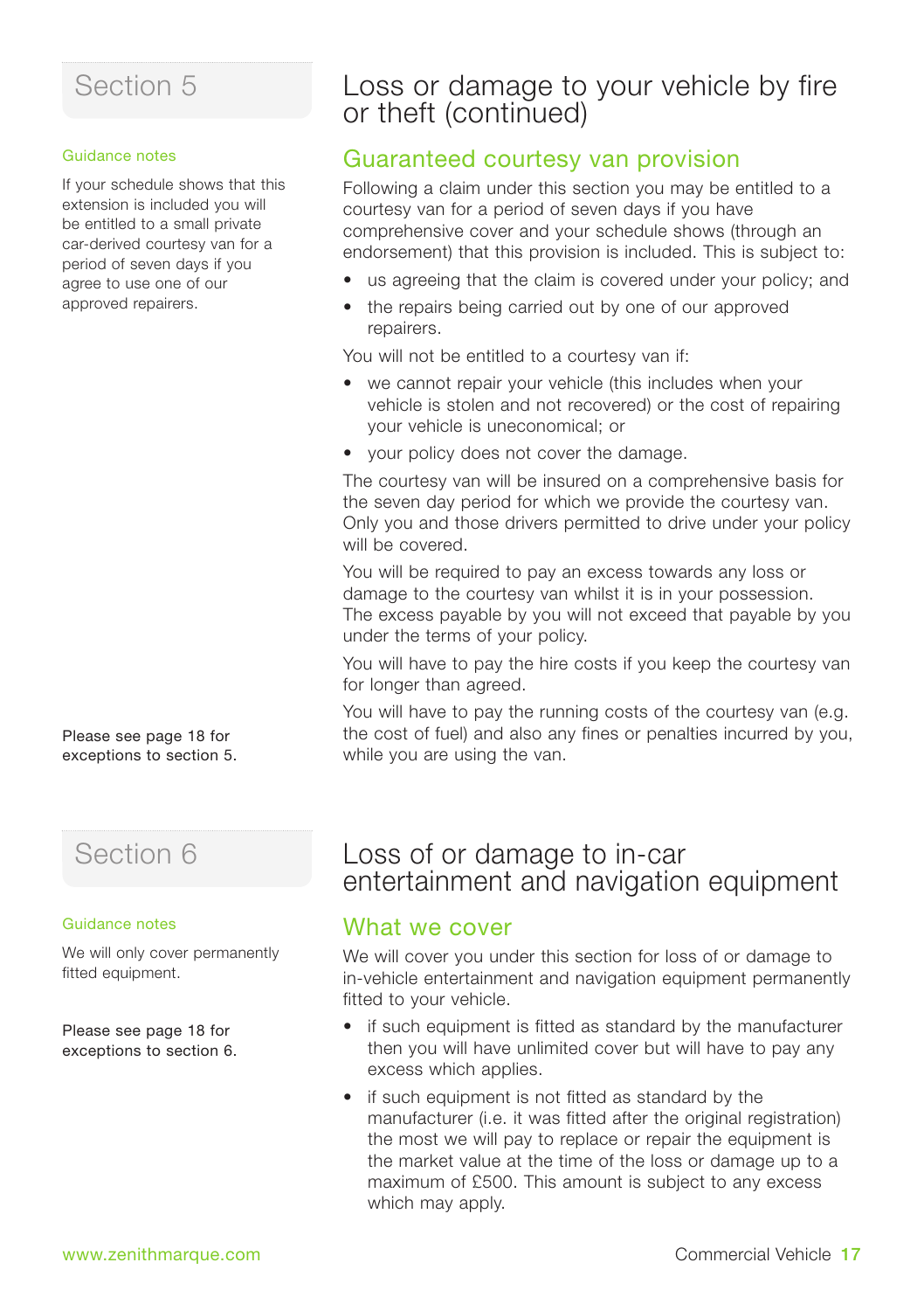## Section 5

### Loss or damage to your vehicle by fire or theft (continued)

**Guidance notes**

If your schedule shows that this extension is included you will be entitled to a small private car-derived courtesy van for a period of seven days if you agree to use one of our approved repairers.

#### Guaranteed courtesy van provision

Following a claim under this section you may be entitled to a courtesy van for a period of seven days if you have comprehensive cover and your schedule shows (through an endorsement) that this provision is included. This is subject to:

- us agreeing that the claim is covered under your policy; and
- the repairs being carried out by one of our approved repairers.

You will not be entitled to a courtesy van if:

- we cannot repair your vehicle (this includes when your vehicle is stolen and not recovered) or the cost of repairing your vehicle is uneconomical; or
- your policy does not cover the damage.

The courtesy van will be insured on a comprehensive basis for the seven day period for which we provide the courtesy van. Only you and those drivers permitted to drive under your policy will be covered.

You will be required to pay an excess towards any loss or damage to the courtesy van whilst it is in your possession. The excess payable by you will not exceed that payable by you under the terms of your policy.

You will have to pay the hire costs if you keep the courtesy van for longer than agreed.

You will have to pay the running costs of the courtesy van (e.g. the cost of fuel) and also any fines or penalties incurred by you, while you are using the van.

Please see page 18 for exceptions to section 5.

## Section 6

### Loss of or damage to in-car entertainment and navigation equipment

**Guidance notes**

We will only cover permanently fitted equipment.

Please see page 18 for exceptions to section 6.

#### What we cover

We will cover you under this section for loss of or damage to in-vehicle entertainment and navigation equipment permanently fitted to your vehicle.

- if such equipment is fitted as standard by the manufacturer then you will have unlimited cover but will have to pay any excess which applies.
- if such equipment is not fitted as standard by the manufacturer (i.e. it was fitted after the original registration) the most we will pay to replace or repair the equipment is the market value at the time of the loss or damage up to a maximum of £500. This amount is subject to any excess which may apply.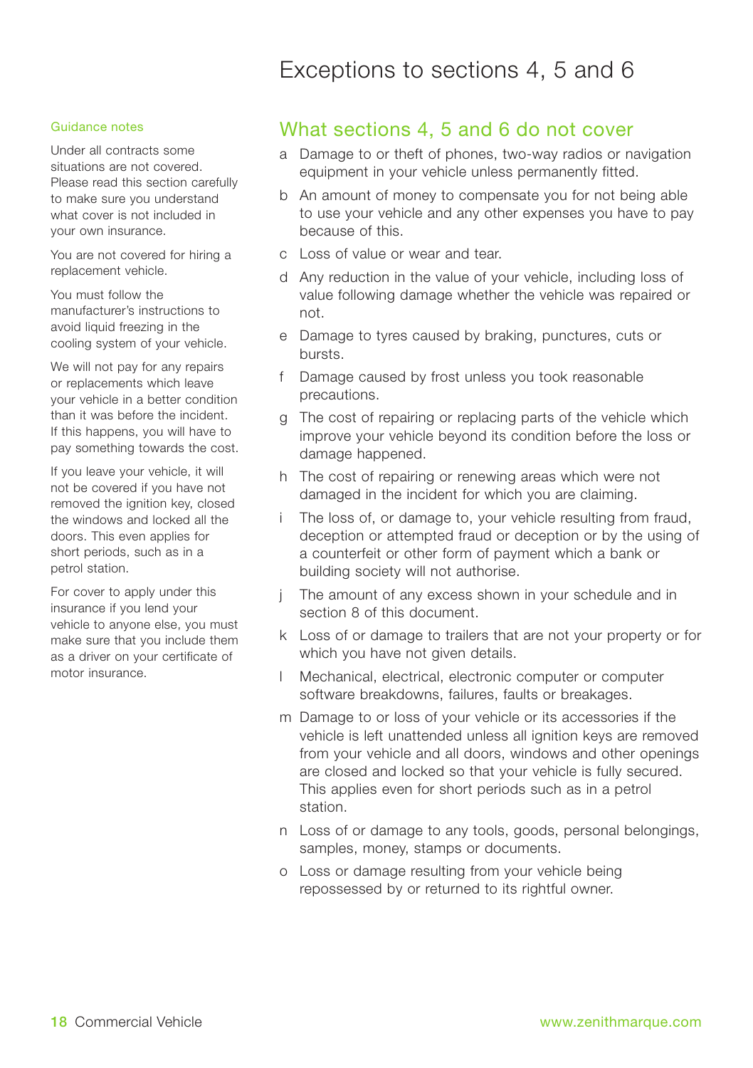# Exceptions to sections 4, 5 and 6

## What sections 4, 5 and 6 do not cover

a Damage to or theft of phones, two-way radios or navigation equipment in your vehicle unless permanently fitted.

b An amount of money to compensate you for not being able to use your vehicle and any other expenses you have to pay because of this.

c Loss of value or wear and tear.

d Any reduction in the value of your vehicle, including loss of value following damage whether the vehicle was repaired or not.

e Damage to tyres caused by braking, punctures, cuts or bursts.

f Damage caused by frost unless you took reasonable precautions.

g The cost of repairing or replacing parts of the vehicle which improve your vehicle beyond its condition before the loss or damage happened.

h The cost of repairing or renewing areas which were not damaged in the incident for which you are claiming.

i The loss of, or damage to, your vehicle resulting from fraud, deception or attempted fraud or deception or by the using of a counterfeit or other form of payment which a bank or building society will not authorise.

j The amount of any excess shown in your schedule and in section 8 of this document.

k Loss of or damage to trailers that are not your property or for which you have not given details.

l Mechanical, electrical, electronic computer or computer software breakdowns, failures, faults or breakages.

m Damage to or loss of your vehicle or its accessories if the vehicle is left unattended unless all ignition keys are removed from your vehicle and all doors, windows and other openings are closed and locked so that your vehicle is fully secured. This applies even for short periods such as in a petrol station.

n Loss of or damage to any tools, goods, personal belongings, samples, money, stamps or documents.

o Loss or damage resulting from your vehicle being repossessed by or returned to its rightful owner.

### Guidance notes

Under all contracts some situations are not covered. Please read this section carefully to make sure you understand what cover is not included in your own insurance.

You are not covered for hiring a replacement vehicle.

You must follow the manufacturer's instructions to avoid liquid freezing in the cooling system of your vehicle.

We will not pay for any repairs or replacements which leave your vehicle in a better condition than it was before the incident. If this happens, you will have to pay something towards the cost.

If you leave your vehicle, it will not be covered if you have not removed the ignition key, closed the windows and locked all the doors. This even applies for short periods, such as in a petrol station.

For cover to apply under this insurance if you lend your vehicle to anyone else, you must make sure that you include them as a driver on your certificate of motor insurance.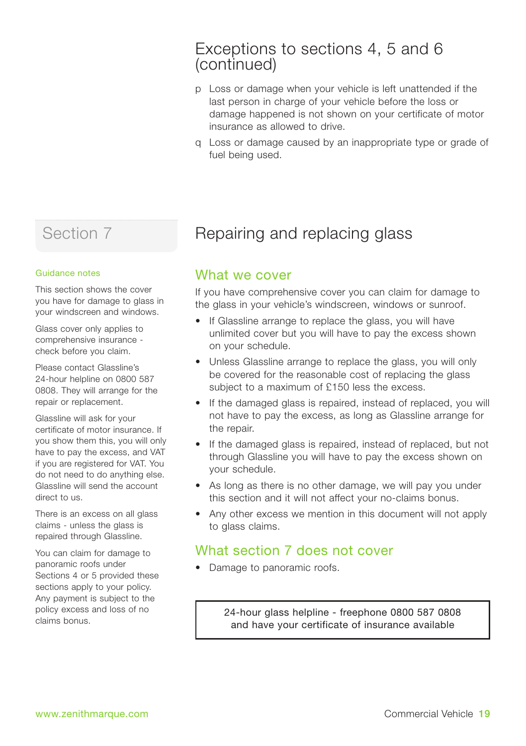## Exceptions to sections 4, 5 and 6 (continued)

p Loss or damage when your vehicle is left unattended if the last person in charge of your vehicle before the loss or damage happened is not shown on your certificate of motor insurance as allowed to drive.

q Loss or damage caused by an inappropriate type or grade of fuel being used.

## Section 7

# Repairing and replacing glass

### Guidance notes

This section shows the cover you have for damage to glass in your windscreen and windows.

Glass cover only applies to comprehensive insurance - check before you claim.

Please contact Glassline's 24-hour helpline on 0800 587 0808. They will arrange for the repair or replacement.

Glassline will ask for your certificate of motor insurance. If you show them this, you will only have to pay the excess, and VAT if you are registered for VAT. You do not need to do anything else. Glassline will send the account direct to us.

There is an excess on all glass claims - unless the glass is repaired through Glassline.

You can claim for damage to panoramic roofs under Sections 4 or 5 provided these sections apply to your policy. Any payment is subject to the policy excess and loss of no claims bonus.

### What we cover

If you have comprehensive cover you can claim for damage to the glass in your vehicle's windscreen, windows or sunroof.

- If Glassline arrange to replace the glass, you will have unlimited cover but you will have to pay the excess shown on your schedule.
- Unless Glassline arrange to replace the glass, you will only be covered for the reasonable cost of replacing the glass subject to a maximum of £150 less the excess.
- If the damaged glass is repaired, instead of replaced, you will not have to pay the excess, as long as Glassline arrange for the repair.
- If the damaged glass is repaired, instead of replaced, but not through Glassline you will have to pay the excess shown on your schedule.
- As long as there is no other damage, we will pay you under this section and it will not affect your no-claims bonus.
- Any other excess we mention in this document will not apply to glass claims.

### What section 7 does not cover

- Damage to panoramic roofs.

24-hour glass helpline - freephone 0800 587 0808
and have your certificate of insurance available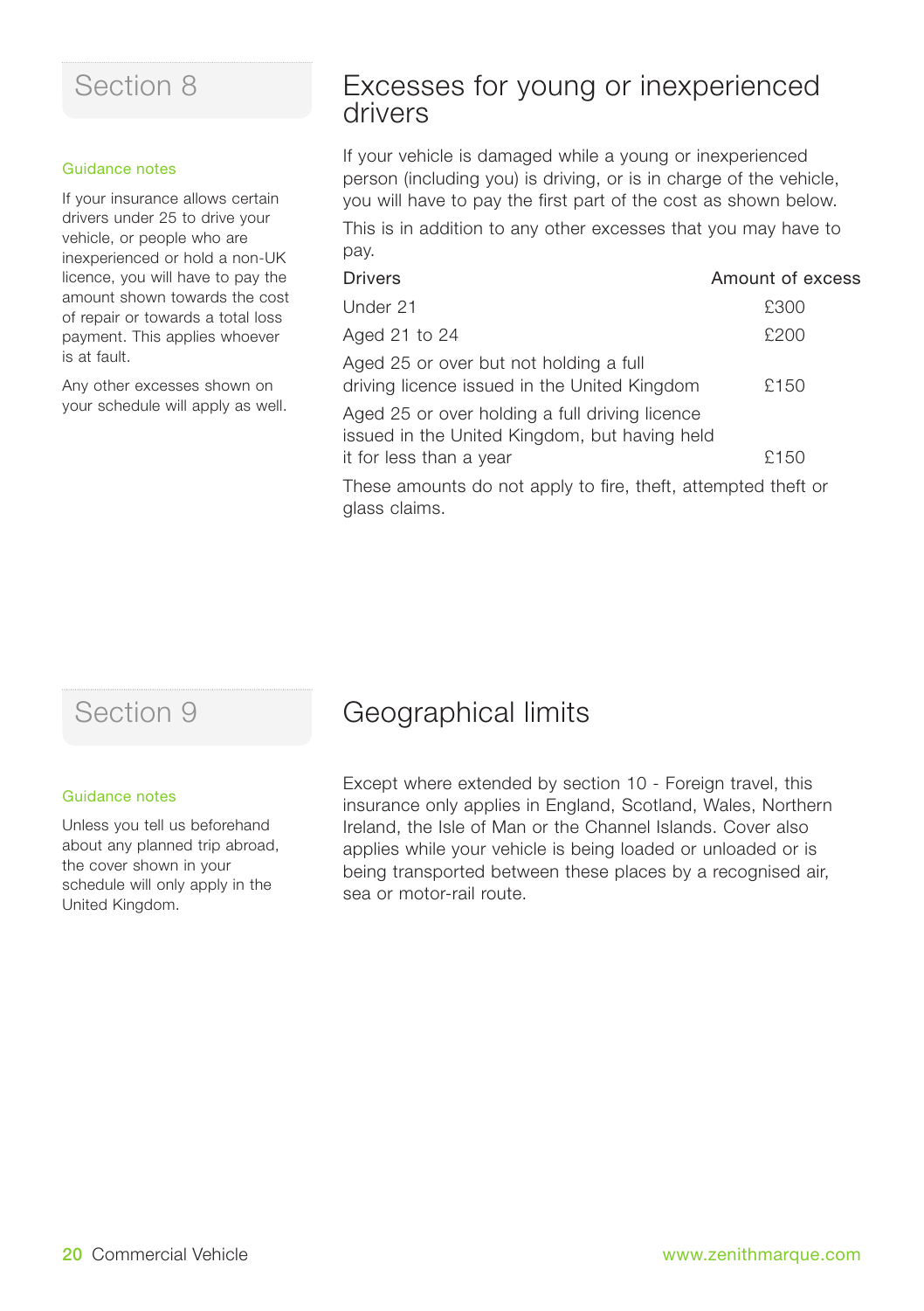## Section 8

### Excesses for young or inexperienced drivers

**Guidance notes**

If your insurance allows certain drivers under 25 to drive your vehicle, or people who are inexperienced or hold a non-UK licence, you will have to pay the amount shown towards the cost of repair or towards a total loss payment. This applies whoever is at fault.

Any other excesses shown on your schedule will apply as well.

If your vehicle is damaged while a young or inexperienced person (including you) is driving, or is in charge of the vehicle, you will have to pay the first part of the cost as shown below.

This is in addition to any other excesses that you may have to pay.

| Drivers | Amount of excess |
|---|---|
| Under 21 | £300 |
| Aged 21 to 24 | £200 |
| Aged 25 or over but not holding a full driving licence issued in the United Kingdom | £150 |
| Aged 25 or over holding a full driving licence issued in the United Kingdom, but having held it for less than a year | £150 |

These amounts do not apply to fire, theft, attempted theft or glass claims.

## Section 9

### Geographical limits

**Guidance notes**

Unless you tell us beforehand about any planned trip abroad, the cover shown in your schedule will only apply in the United Kingdom.

Except where extended by section 10 - Foreign travel, this insurance only applies in England, Scotland, Wales, Northern Ireland, the Isle of Man or the Channel Islands. Cover also applies while your vehicle is being loaded or unloaded or is being transported between these places by a recognised air, sea or motor-rail route.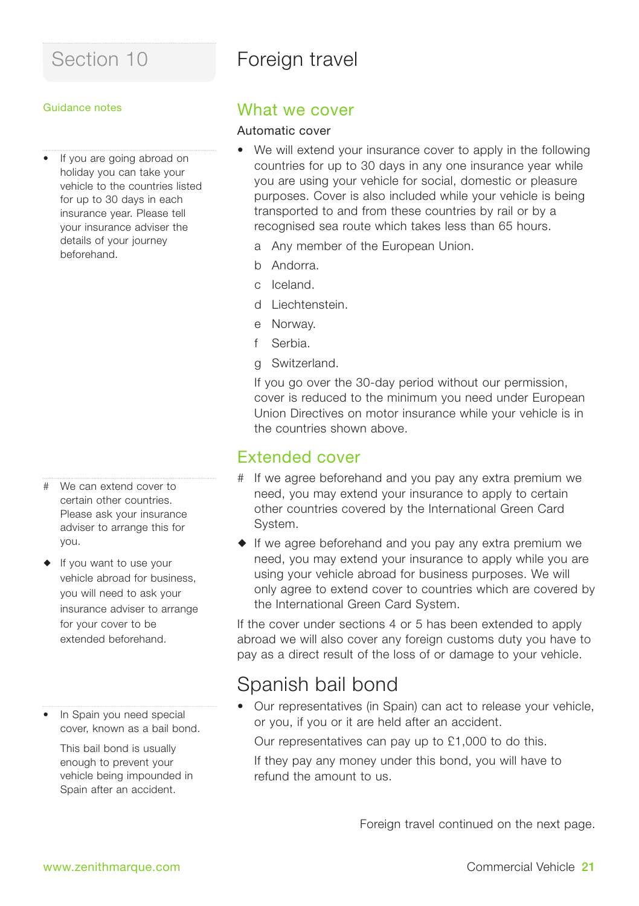# Section 10

# Foreign travel

## What we cover

### Automatic cover

- We will extend your insurance cover to apply in the following countries for up to 30 days in any one insurance year while you are using your vehicle for social, domestic or pleasure purposes. Cover is also included while your vehicle is being transported to and from these countries by rail or by a recognised sea route which takes less than 65 hours.

  a Any member of the European Union.

  b Andorra.

  c Iceland.

  d Liechtenstein.

  e Norway.

  f Serbia.

  g Switzerland.

  If you go over the 30-day period without our permission, cover is reduced to the minimum you need under European Union Directives on motor insurance while your vehicle is in the countries shown above.

*Guidance notes*

- If you are going abroad on holiday you can take your vehicle to the countries listed for up to 30 days in each insurance year. Please tell your insurance adviser the details of your journey beforehand.

## Extended cover

# If we agree beforehand and you pay any extra premium we need, you may extend your insurance to apply to certain other countries covered by the International Green Card System.

◆ If we agree beforehand and you pay any extra premium we need, you may extend your insurance to apply while you are using your vehicle abroad for business purposes. We will only agree to extend cover to countries which are covered by the International Green Card System.

If the cover under sections 4 or 5 has been extended to apply abroad we will also cover any foreign customs duty you have to pay as a direct result of the loss of or damage to your vehicle.

*Guidance notes*

# We can extend cover to certain other countries. Please ask your insurance adviser to arrange this for you.

◆ If you want to use your vehicle abroad for business, you will need to ask your insurance adviser to arrange for your cover to be extended beforehand.

## Spanish bail bond

- Our representatives (in Spain) can act to release your vehicle, or you, if you or it are held after an accident.

  Our representatives can pay up to £1,000 to do this.

  If they pay any money under this bond, you will have to refund the amount to us.

*Guidance notes*

- In Spain you need special cover, known as a bail bond.

  This bail bond is usually enough to prevent your vehicle being impounded in Spain after an accident.

Foreign travel continued on the next page.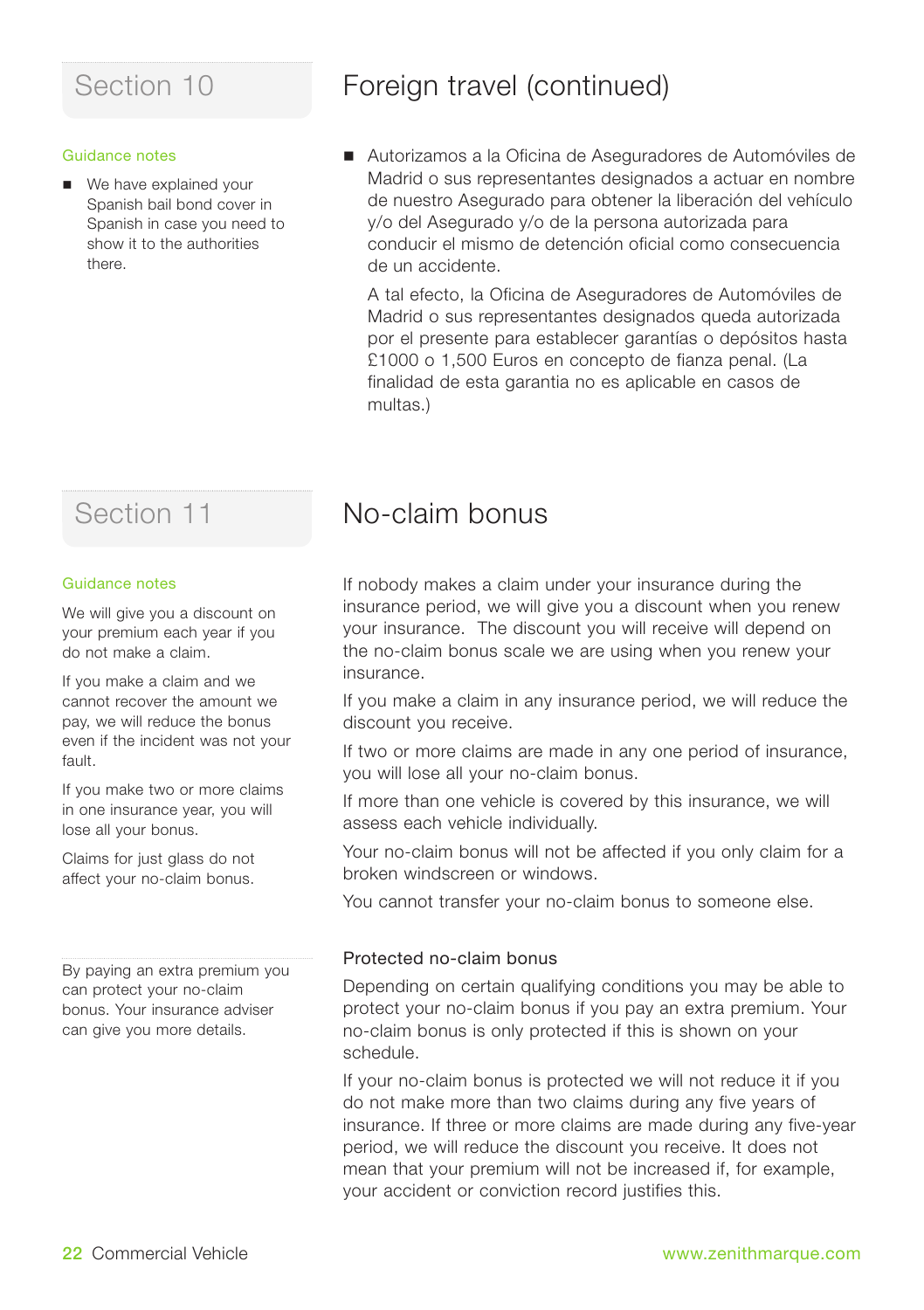## Section 10

# Foreign travel (continued)

### Guidance notes

- We have explained your Spanish bail bond cover in Spanish in case you need to show it to the authorities there.

- Autorizamos a la Oficina de Aseguradores de Automóviles de Madrid o sus representantes designados a actuar en nombre de nuestro Asegurado para obtener la liberación del vehículo y/o del Asegurado y/o de la persona autorizada para conducir el mismo de detención oficial como consecuencia de un accidente.

  A tal efecto, la Oficina de Aseguradores de Automóviles de Madrid o sus representantes designados queda autorizada por el presente para establecer garantías o depósitos hasta £1000 o 1,500 Euros en concepto de fianza penal. (La finalidad de esta garantia no es aplicable en casos de multas.)

## Section 11

# No-claim bonus

### Guidance notes

We will give you a discount on your premium each year if you do not make a claim.

If you make a claim and we cannot recover the amount we pay, we will reduce the bonus even if the incident was not your fault.

If you make two or more claims in one insurance year, you will lose all your bonus.

Claims for just glass do not affect your no-claim bonus.

If nobody makes a claim under your insurance during the insurance period, we will give you a discount when you renew your insurance. The discount you will receive will depend on the no-claim bonus scale we are using when you renew your insurance.

If you make a claim in any insurance period, we will reduce the discount you receive.

If two or more claims are made in any one period of insurance, you will lose all your no-claim bonus.

If more than one vehicle is covered by this insurance, we will assess each vehicle individually.

Your no-claim bonus will not be affected if you only claim for a broken windscreen or windows.

You cannot transfer your no-claim bonus to someone else.

By paying an extra premium you can protect your no-claim bonus. Your insurance adviser can give you more details.

### Protected no-claim bonus

Depending on certain qualifying conditions you may be able to protect your no-claim bonus if you pay an extra premium. Your no-claim bonus is only protected if this is shown on your schedule.

If your no-claim bonus is protected we will not reduce it if you do not make more than two claims during any five years of insurance. If three or more claims are made during any five-year period, we will reduce the discount you receive. It does not mean that your premium will not be increased if, for example, your accident or conviction record justifies this.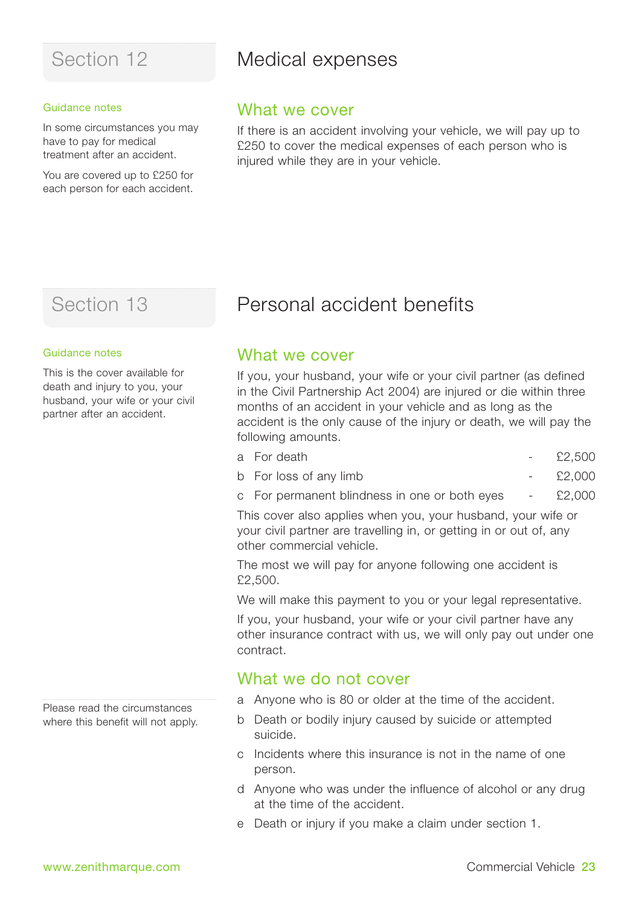## Section 12

# Medical expenses

**Guidance notes**

In some circumstances you may have to pay for medical treatment after an accident.

You are covered up to £250 for each person for each accident.

### What we cover

If there is an accident involving your vehicle, we will pay up to £250 to cover the medical expenses of each person who is injured while they are in your vehicle.

## Section 13

# Personal accident benefits

**Guidance notes**

This is the cover available for death and injury to you, your husband, your wife or your civil partner after an accident.

### What we cover

If you, your husband, your wife or your civil partner (as defined in the Civil Partnership Act 2004) are injured or die within three months of an accident in your vehicle and as long as the accident is the only cause of the injury or death, we will pay the following amounts.

| | | | |
|---|---|---|---|
| a | For death | - | £2,500 |
| b | For loss of any limb | - | £2,000 |
| c | For permanent blindness in one or both eyes | - | £2,000 |

This cover also applies when you, your husband, your wife or your civil partner are travelling in, or getting in or out of, any other commercial vehicle.

The most we will pay for anyone following one accident is £2,500.

We will make this payment to you or your legal representative.

If you, your husband, your wife or your civil partner have any other insurance contract with us, we will only pay out under one contract.

Please read the circumstances where this benefit will not apply.

### What we do not cover

a Anyone who is 80 or older at the time of the accident.

b Death or bodily injury caused by suicide or attempted suicide.

c Incidents where this insurance is not in the name of one person.

d Anyone who was under the influence of alcohol or any drug at the time of the accident.

e Death or injury if you make a claim under section 1.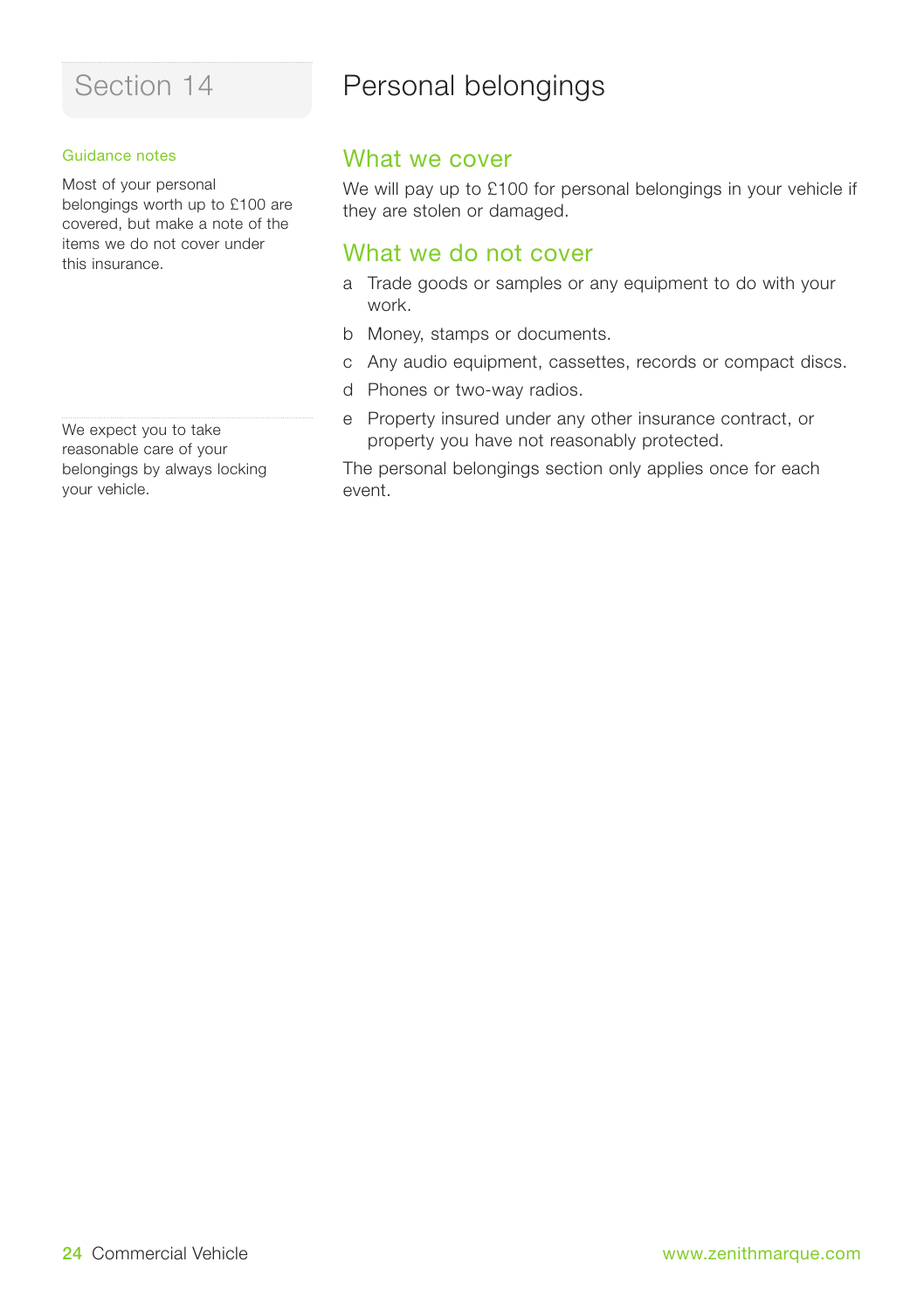# Section 14

# Personal belongings

### Guidance notes

Most of your personal belongings worth up to £100 are covered, but make a note of the items we do not cover under this insurance.

We expect you to take reasonable care of your belongings by always locking your vehicle.

## What we cover

We will pay up to £100 for personal belongings in your vehicle if they are stolen or damaged.

## What we do not cover

a Trade goods or samples or any equipment to do with your work.

b Money, stamps or documents.

c Any audio equipment, cassettes, records or compact discs.

d Phones or two-way radios.

e Property insured under any other insurance contract, or property you have not reasonably protected.

The personal belongings section only applies once for each event.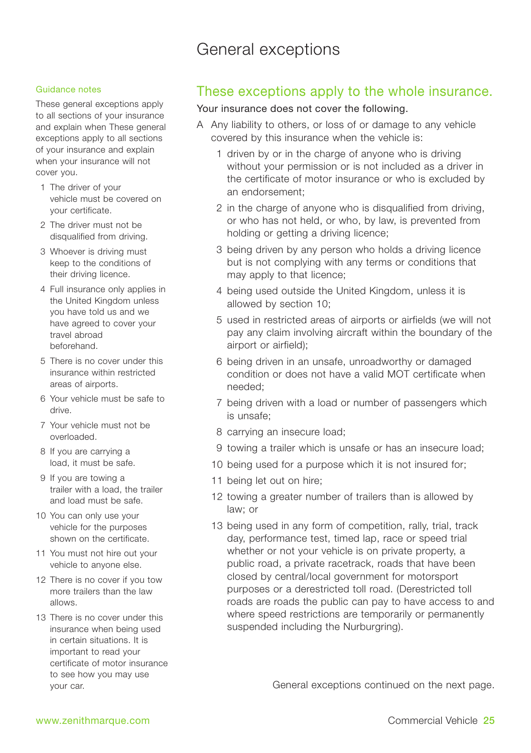# General exceptions

## These exceptions apply to the whole insurance.

Your insurance does not cover the following.

A Any liability to others, or loss of or damage to any vehicle covered by this insurance when the vehicle is:

1. driven by or in the charge of anyone who is driving without your permission or is not included as a driver in the certificate of motor insurance or who is excluded by an endorsement;
2. in the charge of anyone who is disqualified from driving, or who has not held, or who, by law, is prevented from holding or getting a driving licence;
3. being driven by any person who holds a driving licence but is not complying with any terms or conditions that may apply to that licence;
4. being used outside the United Kingdom, unless it is allowed by section 10;
5. used in restricted areas of airports or airfields (we will not pay any claim involving aircraft within the boundary of the airport or airfield);
6. being driven in an unsafe, unroadworthy or damaged condition or does not have a valid MOT certificate when needed;
7. being driven with a load or number of passengers which is unsafe;
8. carrying an insecure load;
9. towing a trailer which is unsafe or has an insecure load;
10. being used for a purpose which it is not insured for;
11. being let out on hire;
12. towing a greater number of trailers than is allowed by law; or
13. being used in any form of competition, rally, trial, track day, performance test, timed lap, race or speed trial whether or not your vehicle is on private property, a public road, a private racetrack, roads that have been closed by central/local government for motorsport purposes or a derestricted toll road. (Derestricted toll roads are roads the public can pay to have access to and where speed restrictions are temporarily or permanently suspended including the Nurburgring).

General exceptions continued on the next page.

### Guidance notes

These general exceptions apply to all sections of your insurance and explain when These general exceptions apply to all sections of your insurance and explain when your insurance will not cover you.

1. The driver of your vehicle must be covered on your certificate.
2. The driver must not be disqualified from driving.
3. Whoever is driving must keep to the conditions of their driving licence.
4. Full insurance only applies in the United Kingdom unless you have told us and we have agreed to cover your travel abroad beforehand.
5. There is no cover under this insurance within restricted areas of airports.
6. Your vehicle must be safe to drive.
7. Your vehicle must not be overloaded.
8. If you are carrying a load, it must be safe.
9. If you are towing a trailer with a load, the trailer and load must be safe.
10. You can only use your vehicle for the purposes shown on the certificate.
11. You must not hire out your vehicle to anyone else.
12. There is no cover if you tow more trailers than the law allows.
13. There is no cover under this insurance when being used in certain situations. It is important to read your certificate of motor insurance to see how you may use your car.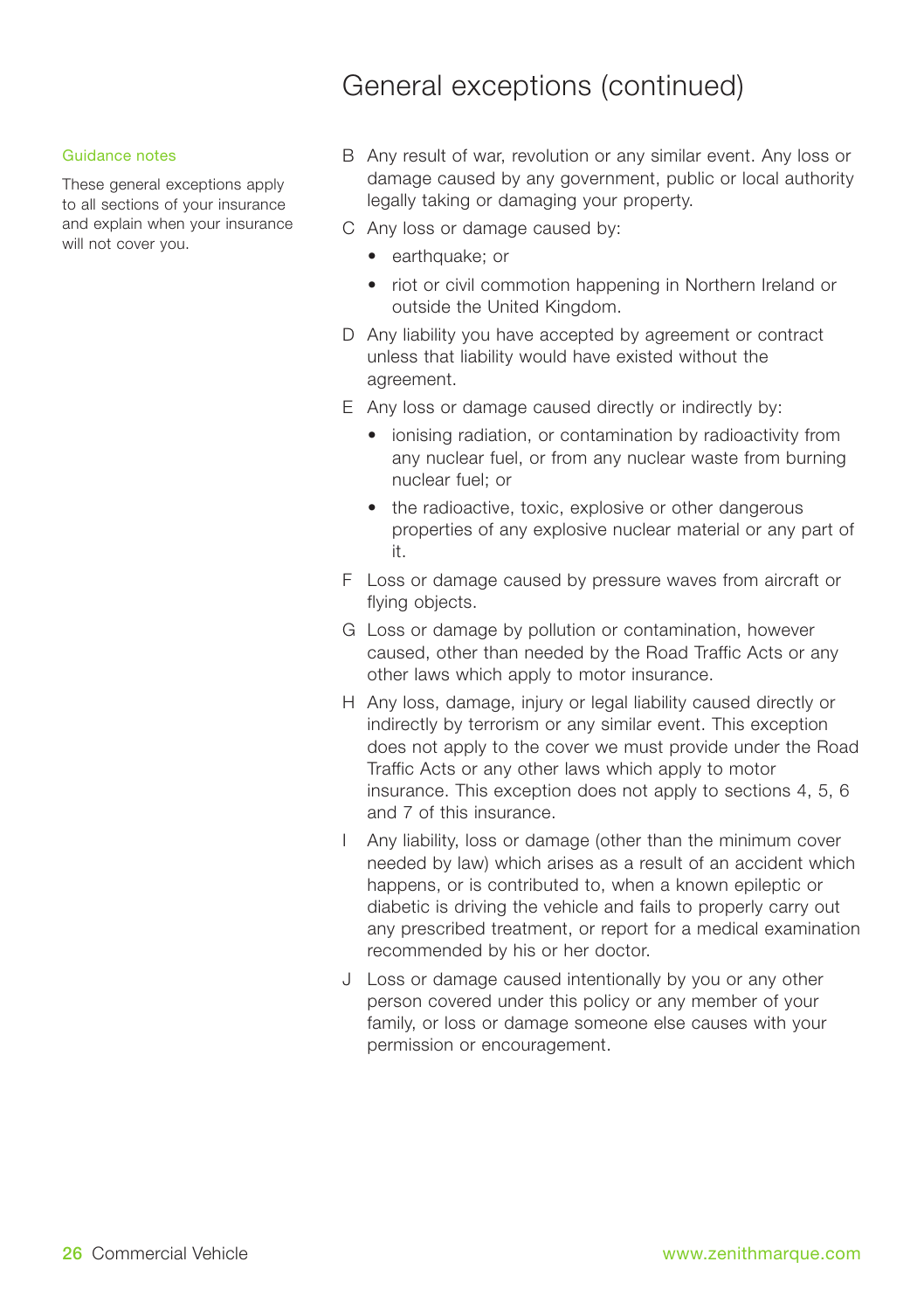# General exceptions (continued)

Guidance notes

These general exceptions apply to all sections of your insurance and explain when your insurance will not cover you.

B Any result of war, revolution or any similar event. Any loss or damage caused by any government, public or local authority legally taking or damaging your property.

C Any loss or damage caused by:

- earthquake; or
- riot or civil commotion happening in Northern Ireland or outside the United Kingdom.

D Any liability you have accepted by agreement or contract unless that liability would have existed without the agreement.

E Any loss or damage caused directly or indirectly by:

- ionising radiation, or contamination by radioactivity from any nuclear fuel, or from any nuclear waste from burning nuclear fuel; or
- the radioactive, toxic, explosive or other dangerous properties of any explosive nuclear material or any part of it.

F Loss or damage caused by pressure waves from aircraft or flying objects.

G Loss or damage by pollution or contamination, however caused, other than needed by the Road Traffic Acts or any other laws which apply to motor insurance.

H Any loss, damage, injury or legal liability caused directly or indirectly by terrorism or any similar event. This exception does not apply to the cover we must provide under the Road Traffic Acts or any other laws which apply to motor insurance. This exception does not apply to sections 4, 5, 6 and 7 of this insurance.

I Any liability, loss or damage (other than the minimum cover needed by law) which arises as a result of an accident which happens, or is contributed to, when a known epileptic or diabetic is driving the vehicle and fails to properly carry out any prescribed treatment, or report for a medical examination recommended by his or her doctor.

J Loss or damage caused intentionally by you or any other person covered under this policy or any member of your family, or loss or damage someone else causes with your permission or encouragement.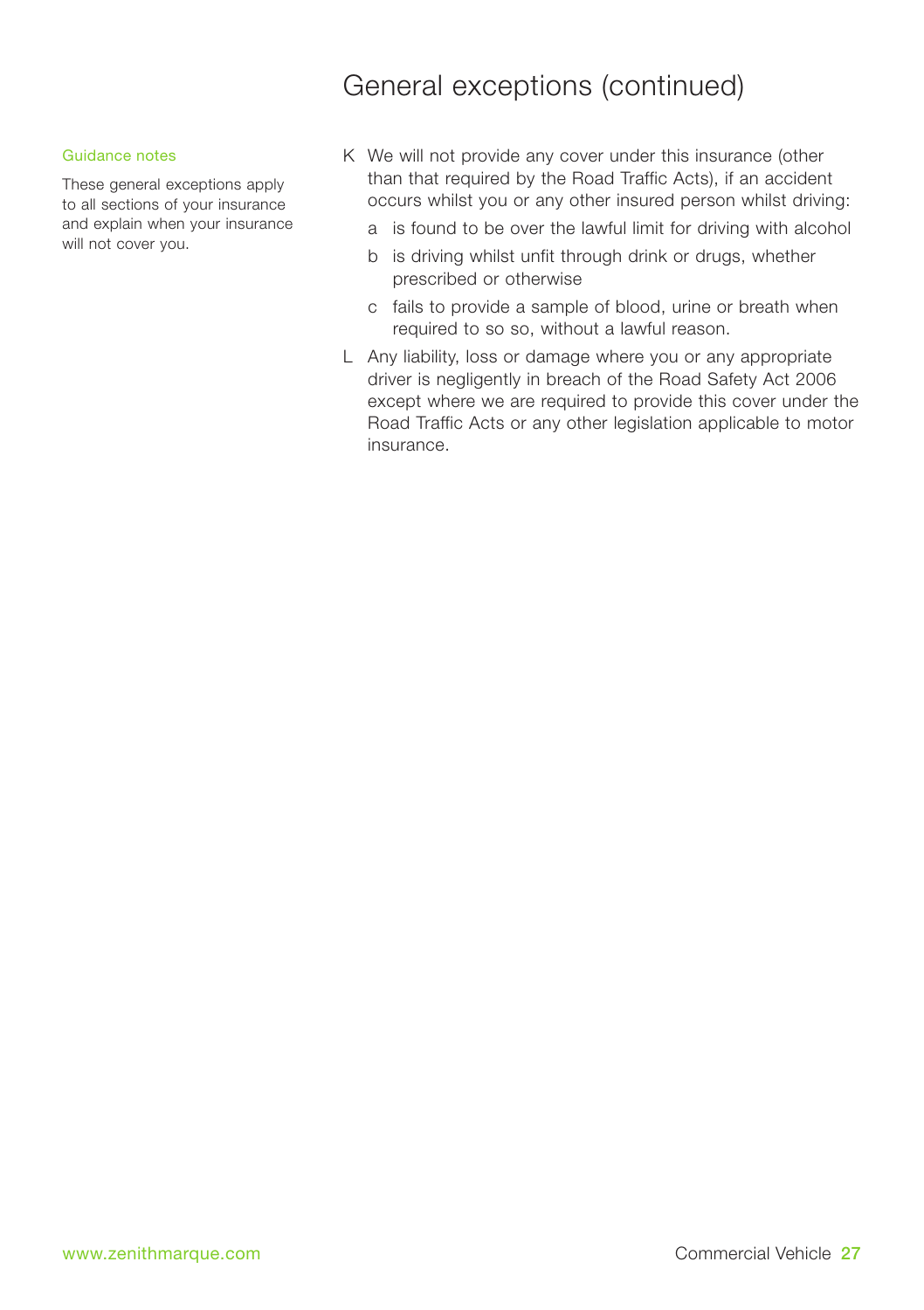# General exceptions (continued)

Guidance notes

These general exceptions apply to all sections of your insurance and explain when your insurance will not cover you.

K We will not provide any cover under this insurance (other than that required by the Road Traffic Acts), if an accident occurs whilst you or any other insured person whilst driving:

- a is found to be over the lawful limit for driving with alcohol
- b is driving whilst unfit through drink or drugs, whether prescribed or otherwise
- c fails to provide a sample of blood, urine or breath when required to so so, without a lawful reason.

L Any liability, loss or damage where you or any appropriate driver is negligently in breach of the Road Safety Act 2006 except where we are required to provide this cover under the Road Traffic Acts or any other legislation applicable to motor insurance.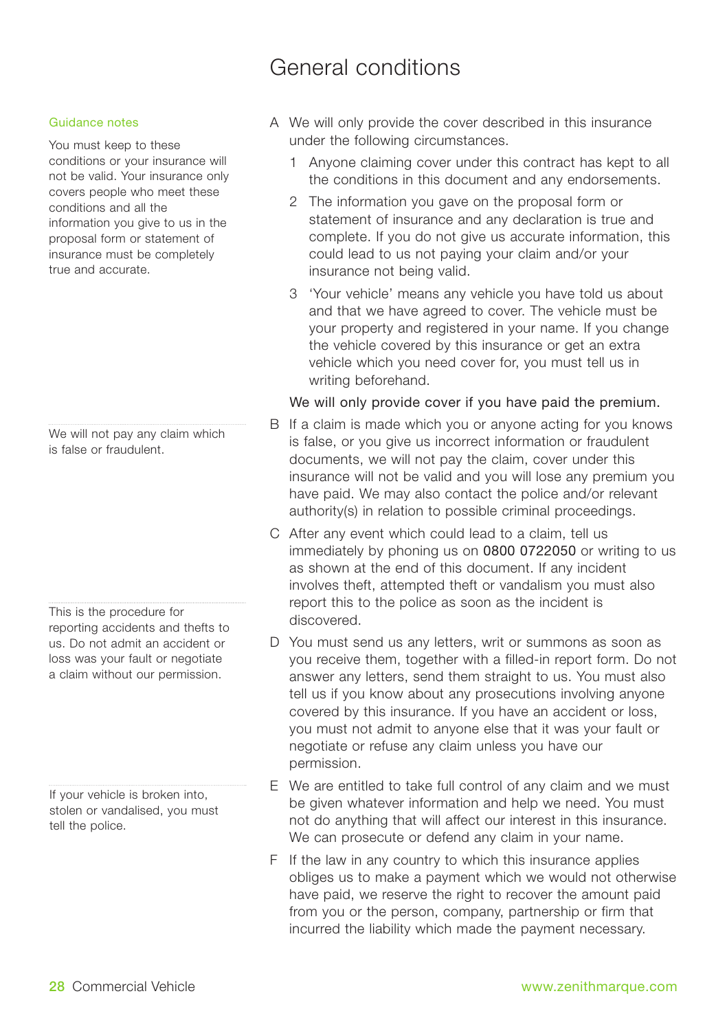# General conditions

### Guidance notes

You must keep to these conditions or your insurance will not be valid. Your insurance only covers people who meet these conditions and all the information you give to us in the proposal form or statement of insurance must be completely true and accurate.

A We will only provide the cover described in this insurance under the following circumstances.

1. Anyone claiming cover under this contract has kept to all the conditions in this document and any endorsements.
2. The information you gave on the proposal form or statement of insurance and any declaration is true and complete. If you do not give us accurate information, this could lead to us not paying your claim and/or your insurance not being valid.
3. 'Your vehicle' means any vehicle you have told us about and that we have agreed to cover. The vehicle must be your property and registered in your name. If you change the vehicle covered by this insurance or get an extra vehicle which you need cover for, you must tell us in writing beforehand.

We will only provide cover if you have paid the premium.

We will not pay any claim which is false or fraudulent.

B If a claim is made which you or anyone acting for you knows is false, or you give us incorrect information or fraudulent documents, we will not pay the claim, cover under this insurance will not be valid and you will lose any premium you have paid. We may also contact the police and/or relevant authority(s) in relation to possible criminal proceedings.

C After any event which could lead to a claim, tell us immediately by phoning us on 0800 0722050 or writing to us as shown at the end of this document. If any incident involves theft, attempted theft or vandalism you must also report this to the police as soon as the incident is discovered.

This is the procedure for reporting accidents and thefts to us. Do not admit an accident or loss was your fault or negotiate a claim without our permission.

D You must send us any letters, writ or summons as soon as you receive them, together with a filled-in report form. Do not answer any letters, send them straight to us. You must also tell us if you know about any prosecutions involving anyone covered by this insurance. If you have an accident or loss, you must not admit to anyone else that it was your fault or negotiate or refuse any claim unless you have our permission.

If your vehicle is broken into, stolen or vandalised, you must tell the police.

E We are entitled to take full control of any claim and we must be given whatever information and help we need. You must not do anything that will affect our interest in this insurance. We can prosecute or defend any claim in your name.

F If the law in any country to which this insurance applies obliges us to make a payment which we would not otherwise have paid, we reserve the right to recover the amount paid from you or the person, company, partnership or firm that incurred the liability which made the payment necessary.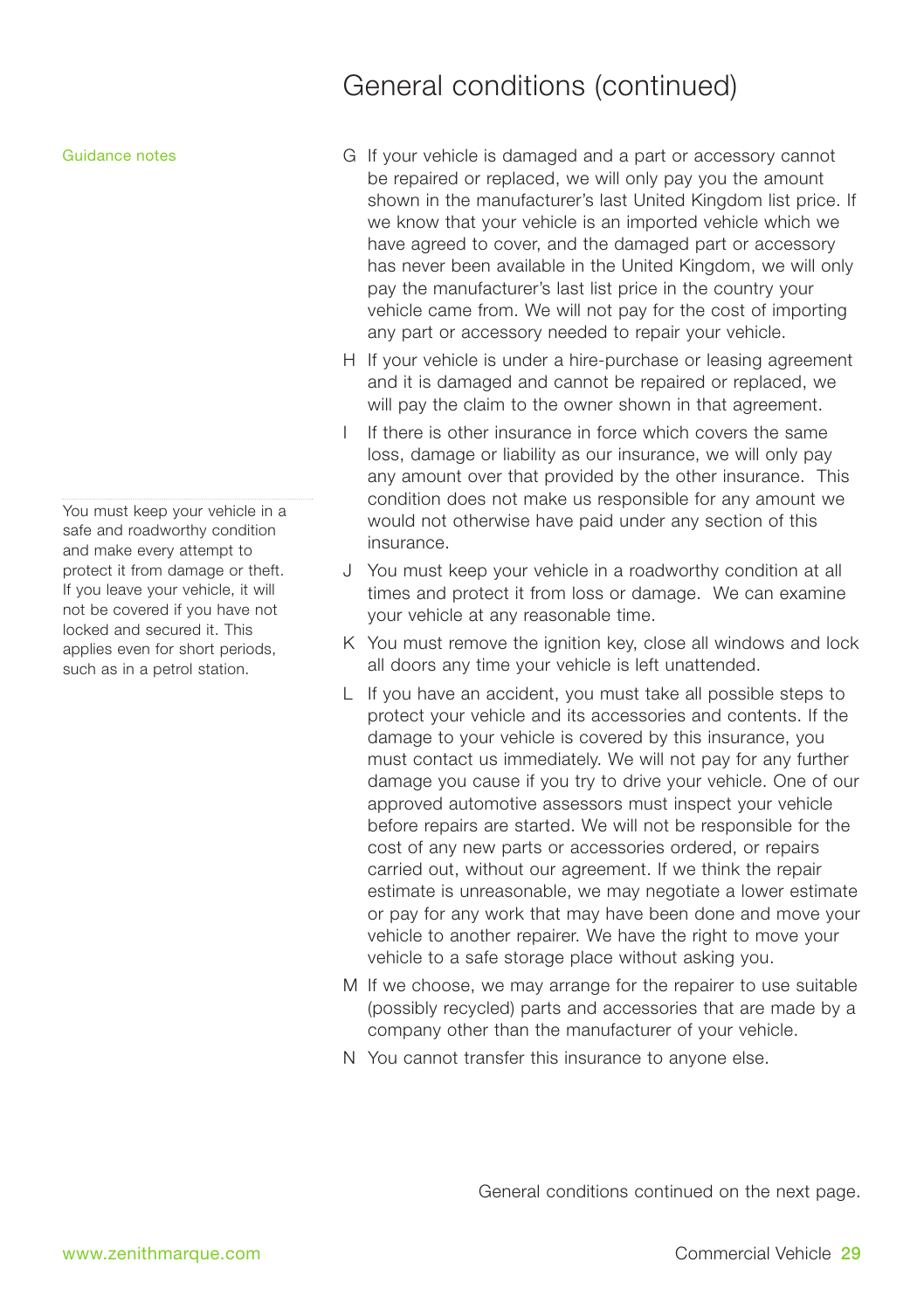# General conditions (continued)

Guidance notes

G If your vehicle is damaged and a part or accessory cannot be repaired or replaced, we will only pay you the amount shown in the manufacturer's last United Kingdom list price. If we know that your vehicle is an imported vehicle which we have agreed to cover, and the damaged part or accessory has never been available in the United Kingdom, we will only pay the manufacturer's last list price in the country your vehicle came from. We will not pay for the cost of importing any part or accessory needed to repair your vehicle.

H If your vehicle is under a hire-purchase or leasing agreement and it is damaged and cannot be repaired or replaced, we will pay the claim to the owner shown in that agreement.

I If there is other insurance in force which covers the same loss, damage or liability as our insurance, we will only pay any amount over that provided by the other insurance. This condition does not make us responsible for any amount we would not otherwise have paid under any section of this insurance.

You must keep your vehicle in a safe and roadworthy condition and make every attempt to protect it from damage or theft. If you leave your vehicle, it will not be covered if you have not locked and secured it. This applies even for short periods, such as in a petrol station.

J You must keep your vehicle in a roadworthy condition at all times and protect it from loss or damage. We can examine your vehicle at any reasonable time.

K You must remove the ignition key, close all windows and lock all doors any time your vehicle is left unattended.

L If you have an accident, you must take all possible steps to protect your vehicle and its accessories and contents. If the damage to your vehicle is covered by this insurance, you must contact us immediately. We will not pay for any further damage you cause if you try to drive your vehicle. One of our approved automotive assessors must inspect your vehicle before repairs are started. We will not be responsible for the cost of any new parts or accessories ordered, or repairs carried out, without our agreement. If we think the repair estimate is unreasonable, we may negotiate a lower estimate or pay for any work that may have been done and move your vehicle to another repairer. We have the right to move your vehicle to a safe storage place without asking you.

M If we choose, we may arrange for the repairer to use suitable (possibly recycled) parts and accessories that are made by a company other than the manufacturer of your vehicle.

N You cannot transfer this insurance to anyone else.

General conditions continued on the next page.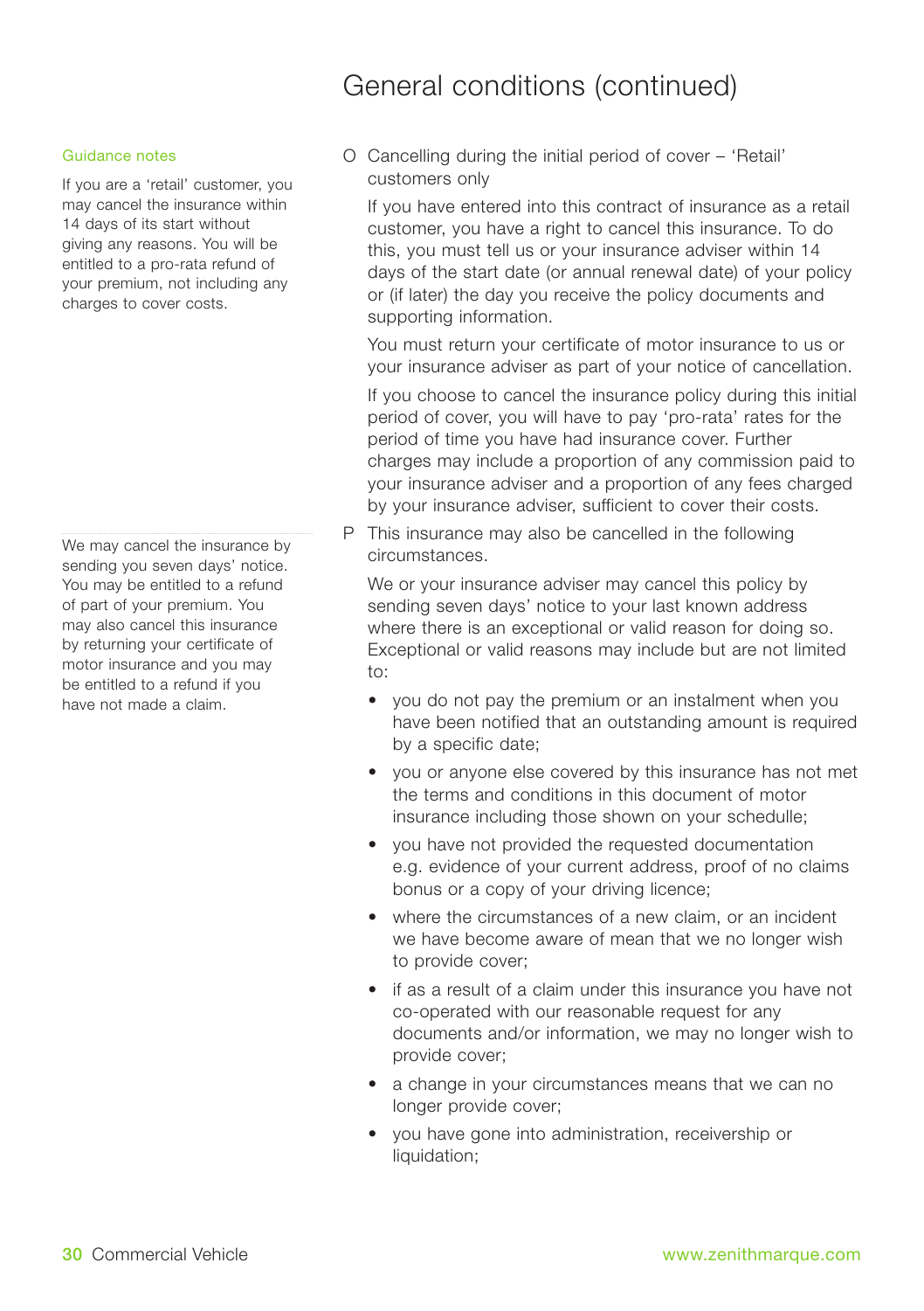# General conditions (continued)

**Guidance notes**

If you are a 'retail' customer, you may cancel the insurance within 14 days of its start without giving any reasons. You will be entitled to a pro-rata refund of your premium, not including any charges to cover costs.

O Cancelling during the initial period of cover – 'Retail' customers only

If you have entered into this contract of insurance as a retail customer, you have a right to cancel this insurance. To do this, you must tell us or your insurance adviser within 14 days of the start date (or annual renewal date) of your policy or (if later) the day you receive the policy documents and supporting information.

You must return your certificate of motor insurance to us or your insurance adviser as part of your notice of cancellation.

If you choose to cancel the insurance policy during this initial period of cover, you will have to pay 'pro-rata' rates for the period of time you have had insurance cover. Further charges may include a proportion of any commission paid to your insurance adviser and a proportion of any fees charged by your insurance adviser, sufficient to cover their costs.

We may cancel the insurance by sending you seven days' notice. You may be entitled to a refund of part of your premium. You may also cancel this insurance by returning your certificate of motor insurance and you may be entitled to a refund if you have not made a claim.

P This insurance may also be cancelled in the following circumstances.

We or your insurance adviser may cancel this policy by sending seven days' notice to your last known address where there is an exceptional or valid reason for doing so. Exceptional or valid reasons may include but are not limited to:

- you do not pay the premium or an instalment when you have been notified that an outstanding amount is required by a specific date;
- you or anyone else covered by this insurance has not met the terms and conditions in this document of motor insurance including those shown on your schedulle;
- you have not provided the requested documentation e.g. evidence of your current address, proof of no claims bonus or a copy of your driving licence;
- where the circumstances of a new claim, or an incident we have become aware of mean that we no longer wish to provide cover;
- if as a result of a claim under this insurance you have not co-operated with our reasonable request for any documents and/or information, we may no longer wish to provide cover;
- a change in your circumstances means that we can no longer provide cover;
- you have gone into administration, receivership or liquidation;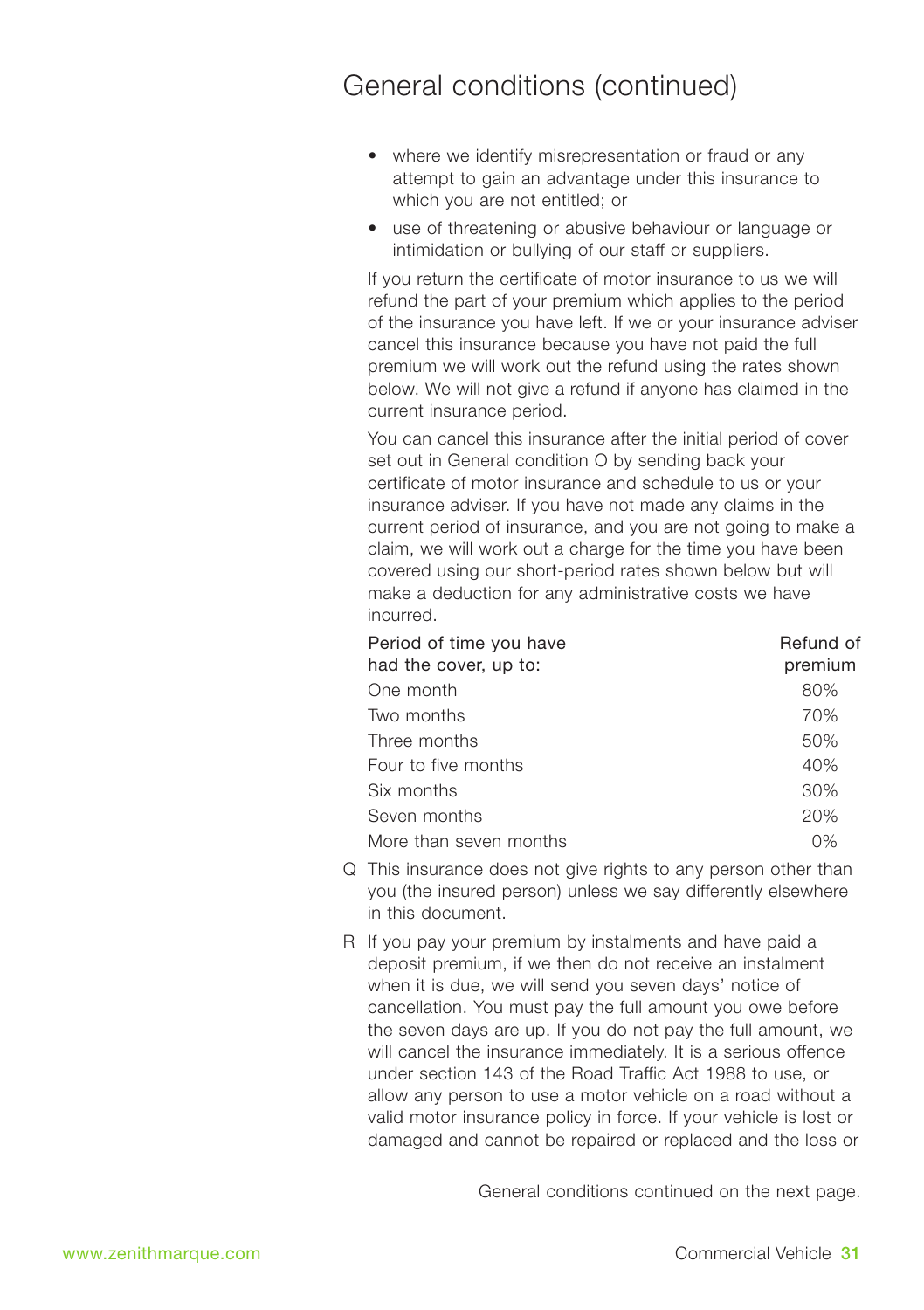# General conditions (continued)

- where we identify misrepresentation or fraud or any attempt to gain an advantage under this insurance to which you are not entitled; or
- use of threatening or abusive behaviour or language or intimidation or bullying of our staff or suppliers.

If you return the certificate of motor insurance to us we will refund the part of your premium which applies to the period of the insurance you have left. If we or your insurance adviser cancel this insurance because you have not paid the full premium we will work out the refund using the rates shown below. We will not give a refund if anyone has claimed in the current insurance period.

You can cancel this insurance after the initial period of cover set out in General condition O by sending back your certificate of motor insurance and schedule to us or your insurance adviser. If you have not made any claims in the current period of insurance, and you are not going to make a claim, we will work out a charge for the time you have been covered using our short-period rates shown below but will make a deduction for any administrative costs we have incurred.

| Period of time you have had the cover, up to: | Refund of premium |
|---|---|
| One month | 80% |
| Two months | 70% |
| Three months | 50% |
| Four to five months | 40% |
| Six months | 30% |
| Seven months | 20% |
| More than seven months | 0% |

Q This insurance does not give rights to any person other than you (the insured person) unless we say differently elsewhere in this document.

R If you pay your premium by instalments and have paid a deposit premium, if we then do not receive an instalment when it is due, we will send you seven days' notice of cancellation. You must pay the full amount you owe before the seven days are up. If you do not pay the full amount, we will cancel the insurance immediately. It is a serious offence under section 143 of the Road Traffic Act 1988 to use, or allow any person to use a motor vehicle on a road without a valid motor insurance policy in force. If your vehicle is lost or damaged and cannot be repaired or replaced and the loss or

General conditions continued on the next page.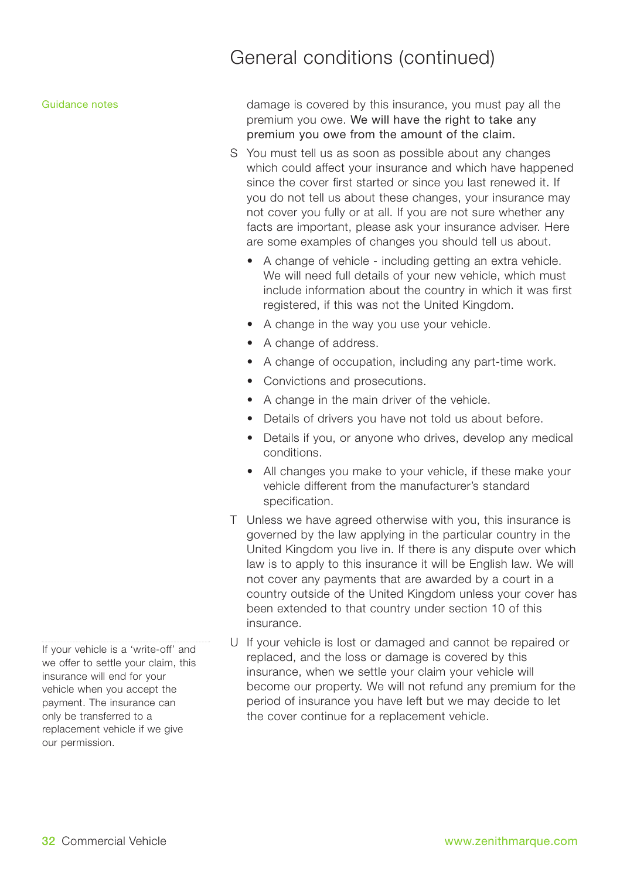# General conditions (continued)

Guidance notes

damage is covered by this insurance, you must pay all the premium you owe. We will have the right to take any premium you owe from the amount of the claim.

S You must tell us as soon as possible about any changes which could affect your insurance and which have happened since the cover first started or since you last renewed it. If you do not tell us about these changes, your insurance may not cover you fully or at all. If you are not sure whether any facts are important, please ask your insurance adviser. Here are some examples of changes you should tell us about.

- A change of vehicle - including getting an extra vehicle. We will need full details of your new vehicle, which must include information about the country in which it was first registered, if this was not the United Kingdom.
- A change in the way you use your vehicle.
- A change of address.
- A change of occupation, including any part-time work.
- Convictions and prosecutions.
- A change in the main driver of the vehicle.
- Details of drivers you have not told us about before.
- Details if you, or anyone who drives, develop any medical conditions.
- All changes you make to your vehicle, if these make your vehicle different from the manufacturer's standard specification.

T Unless we have agreed otherwise with you, this insurance is governed by the law applying in the particular country in the United Kingdom you live in. If there is any dispute over which law is to apply to this insurance it will be English law. We will not cover any payments that are awarded by a court in a country outside of the United Kingdom unless your cover has been extended to that country under section 10 of this insurance.

U If your vehicle is lost or damaged and cannot be repaired or replaced, and the loss or damage is covered by this insurance, when we settle your claim your vehicle will become our property. We will not refund any premium for the period of insurance you have left but we may decide to let the cover continue for a replacement vehicle.

If your vehicle is a 'write-off' and we offer to settle your claim, this insurance will end for your vehicle when you accept the payment. The insurance can only be transferred to a replacement vehicle if we give our permission.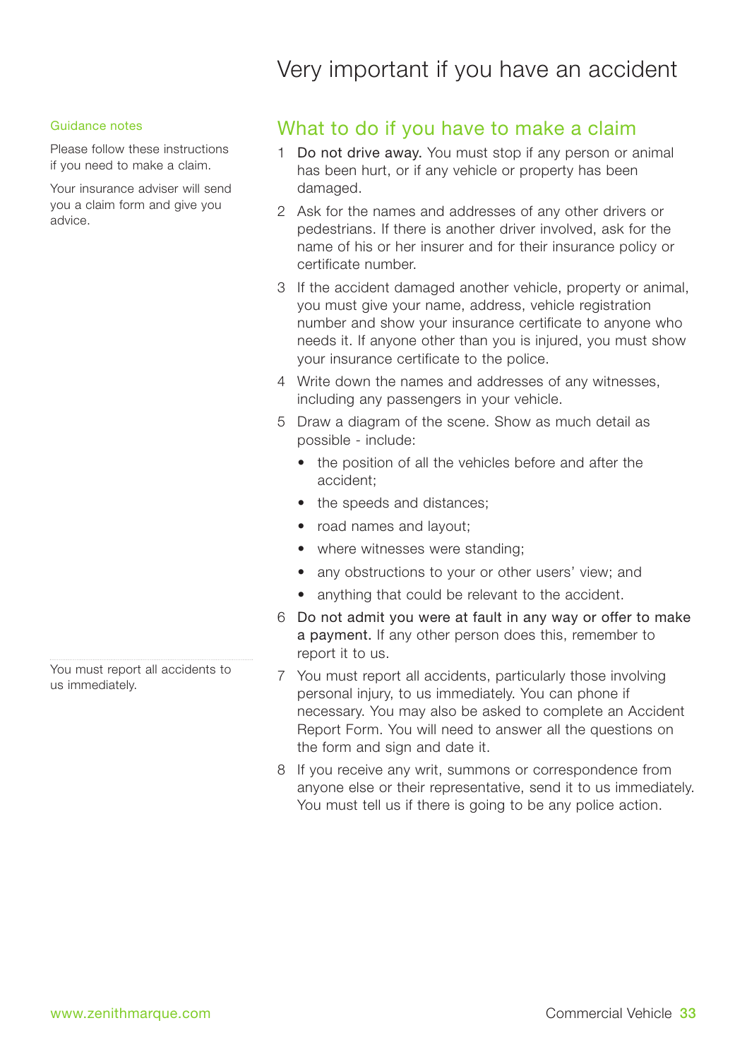# Very important if you have an accident

Guidance notes

Please follow these instructions if you need to make a claim.

Your insurance adviser will send you a claim form and give you advice.

## What to do if you have to make a claim

1. **Do not drive away.** You must stop if any person or animal has been hurt, or if any vehicle or property has been damaged.
2. Ask for the names and addresses of any other drivers or pedestrians. If there is another driver involved, ask for the name of his or her insurer and for their insurance policy or certificate number.
3. If the accident damaged another vehicle, property or animal, you must give your name, address, vehicle registration number and show your insurance certificate to anyone who needs it. If anyone other than you is injured, you must show your insurance certificate to the police.
4. Write down the names and addresses of any witnesses, including any passengers in your vehicle.
5. Draw a diagram of the scene. Show as much detail as possible - include:
   - the position of all the vehicles before and after the accident;
   - the speeds and distances;
   - road names and layout;
   - where witnesses were standing;
   - any obstructions to your or other users' view; and
   - anything that could be relevant to the accident.
6. **Do not admit you were at fault in any way or offer to make a payment.** If any other person does this, remember to report it to us.
7. You must report all accidents, particularly those involving personal injury, to us immediately. You can phone if necessary. You may also be asked to complete an Accident Report Form. You will need to answer all the questions on the form and sign and date it.
8. If you receive any writ, summons or correspondence from anyone else or their representative, send it to us immediately. You must tell us if there is going to be any police action.

You must report all accidents to us immediately.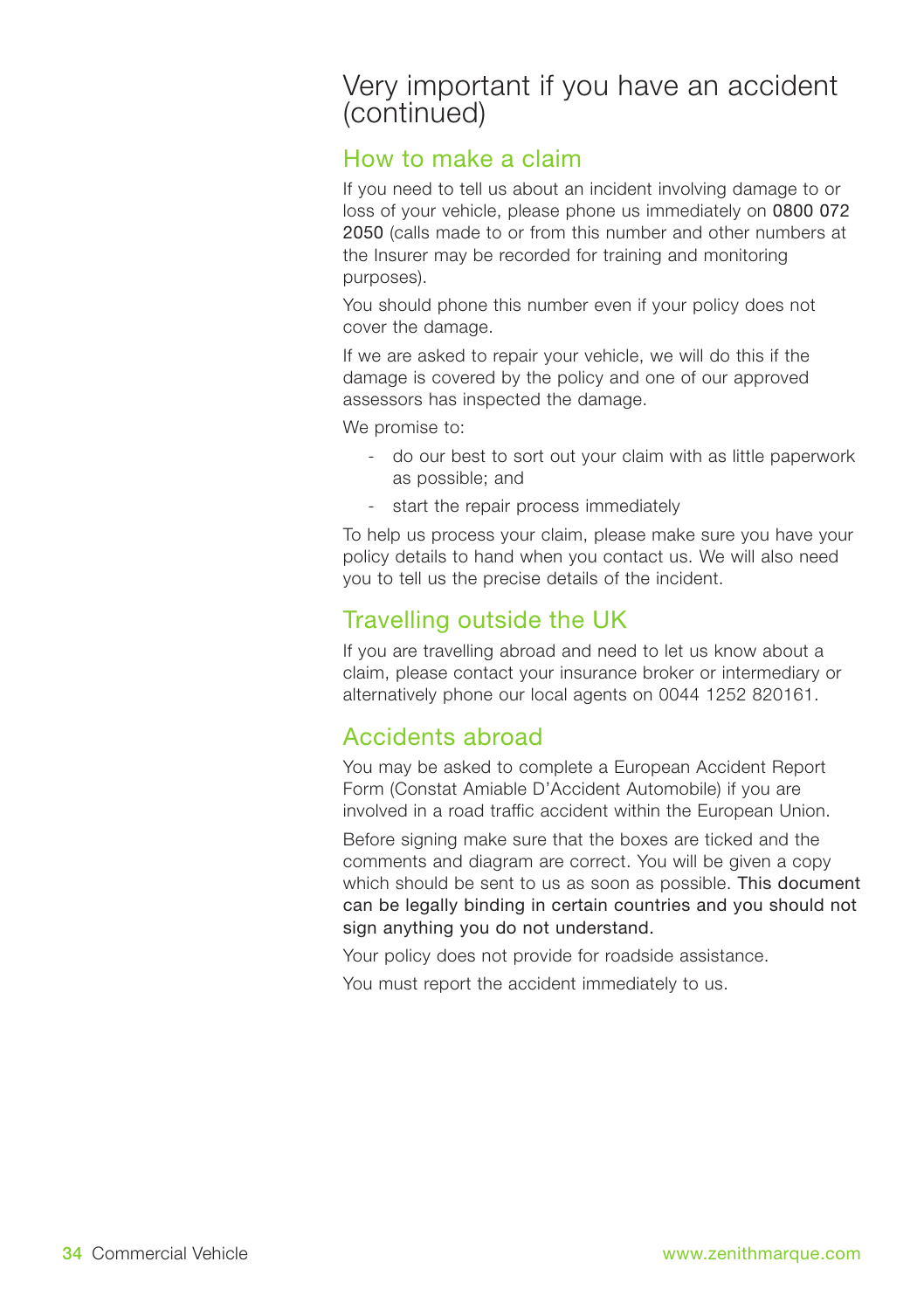# Very important if you have an accident (continued)

## How to make a claim

If you need to tell us about an incident involving damage to or loss of your vehicle, please phone us immediately on **0800 072 2050** (calls made to or from this number and other numbers at the Insurer may be recorded for training and monitoring purposes).

You should phone this number even if your policy does not cover the damage.

If we are asked to repair your vehicle, we will do this if the damage is covered by the policy and one of our approved assessors has inspected the damage.

We promise to:

- do our best to sort out your claim with as little paperwork as possible; and
- start the repair process immediately

To help us process your claim, please make sure you have your policy details to hand when you contact us. We will also need you to tell us the precise details of the incident.

## Travelling outside the UK

If you are travelling abroad and need to let us know about a claim, please contact your insurance broker or intermediary or alternatively phone our local agents on 0044 1252 820161.

## Accidents abroad

You may be asked to complete a European Accident Report Form (Constat Amiable D'Accident Automobile) if you are involved in a road traffic accident within the European Union.

Before signing make sure that the boxes are ticked and the comments and diagram are correct. You will be given a copy which should be sent to us as soon as possible. **This document can be legally binding in certain countries and you should not sign anything you do not understand.**

Your policy does not provide for roadside assistance.

You must report the accident immediately to us.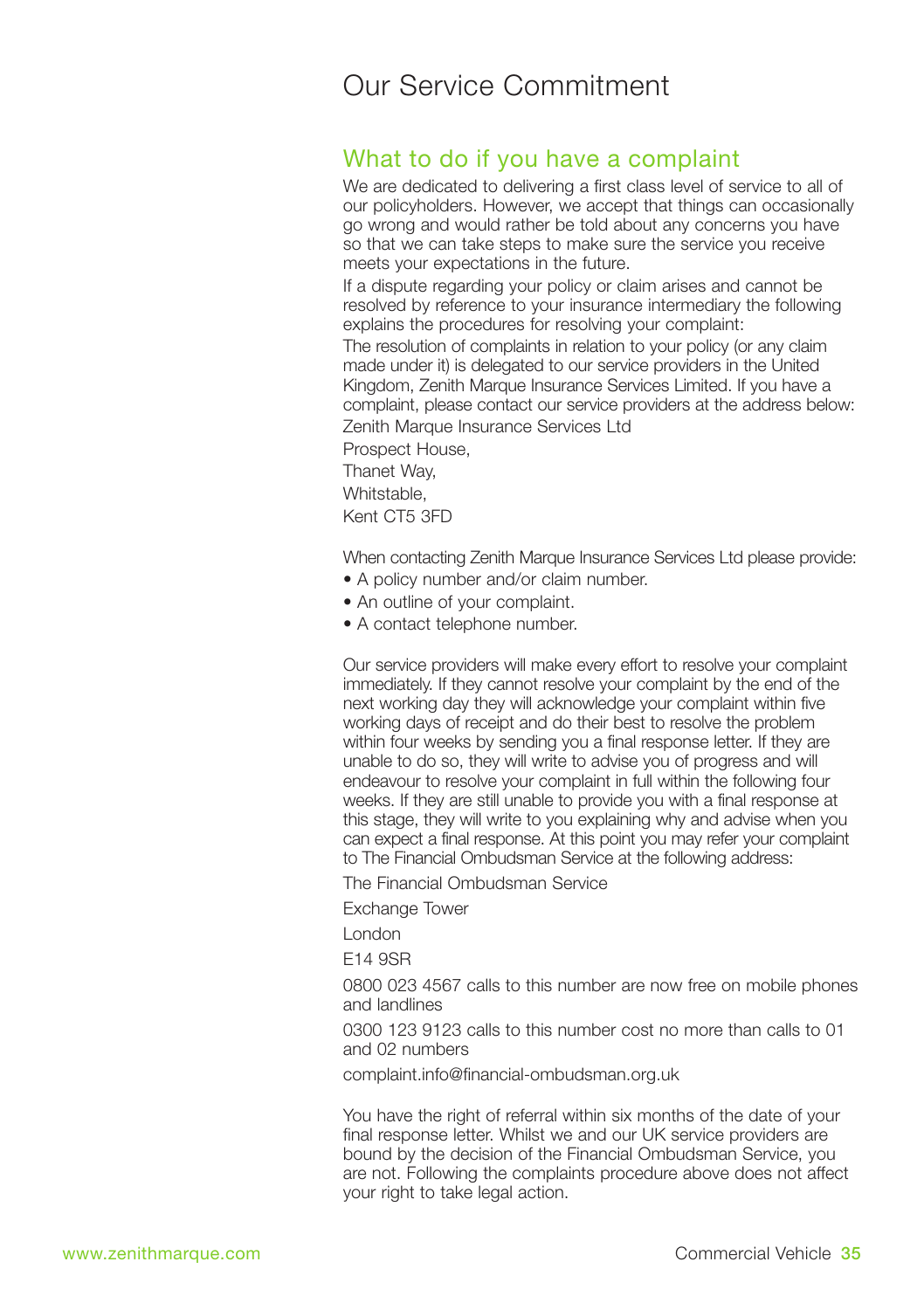# Our Service Commitment

## What to do if you have a complaint

We are dedicated to delivering a first class level of service to all of our policyholders. However, we accept that things can occasionally go wrong and would rather be told about any concerns you have so that we can take steps to make sure the service you receive meets your expectations in the future.

If a dispute regarding your policy or claim arises and cannot be resolved by reference to your insurance intermediary the following explains the procedures for resolving your complaint:

The resolution of complaints in relation to your policy (or any claim made under it) is delegated to our service providers in the United Kingdom, Zenith Marque Insurance Services Limited. If you have a complaint, please contact our service providers at the address below:

Zenith Marque Insurance Services Ltd
Prospect House,
Thanet Way,
Whitstable,
Kent CT5 3FD

When contacting Zenith Marque Insurance Services Ltd please provide:

- A policy number and/or claim number.
- An outline of your complaint.
- A contact telephone number.

Our service providers will make every effort to resolve your complaint immediately. If they cannot resolve your complaint by the end of the next working day they will acknowledge your complaint within five working days of receipt and do their best to resolve the problem within four weeks by sending you a final response letter. If they are unable to do so, they will write to advise you of progress and will endeavour to resolve your complaint in full within the following four weeks. If they are still unable to provide you with a final response at this stage, they will write to you explaining why and advise when you can expect a final response. At this point you may refer your complaint to The Financial Ombudsman Service at the following address:

The Financial Ombudsman Service

Exchange Tower

London

E14 9SR

0800 023 4567 calls to this number are now free on mobile phones and landlines

0300 123 9123 calls to this number cost no more than calls to 01 and 02 numbers

complaint.info@financial-ombudsman.org.uk

You have the right of referral within six months of the date of your final response letter. Whilst we and our UK service providers are bound by the decision of the Financial Ombudsman Service, you are not. Following the complaints procedure above does not affect your right to take legal action.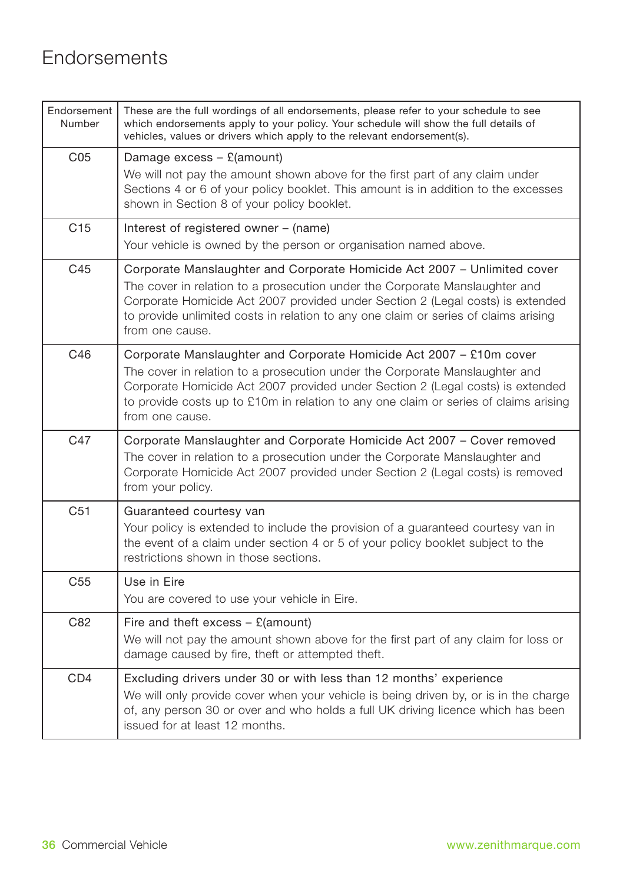# Endorsements

| Endorsement Number | These are the full wordings of all endorsements, please refer to your schedule to see which endorsements apply to your policy. Your schedule will show the full details of vehicles, values or drivers which apply to the relevant endorsement(s). |
|---|---|
| C05 | Damage excess – £(amount)<br>We will not pay the amount shown above for the first part of any claim under Sections 4 or 6 of your policy booklet. This amount is in addition to the excesses shown in Section 8 of your policy booklet. |
| C15 | Interest of registered owner – (name)<br>Your vehicle is owned by the person or organisation named above. |
| C45 | Corporate Manslaughter and Corporate Homicide Act 2007 – Unlimited cover<br>The cover in relation to a prosecution under the Corporate Manslaughter and Corporate Homicide Act 2007 provided under Section 2 (Legal costs) is extended to provide unlimited costs in relation to any one claim or series of claims arising from one cause. |
| C46 | Corporate Manslaughter and Corporate Homicide Act 2007 – £10m cover<br>The cover in relation to a prosecution under the Corporate Manslaughter and Corporate Homicide Act 2007 provided under Section 2 (Legal costs) is extended to provide costs up to £10m in relation to any one claim or series of claims arising from one cause. |
| C47 | Corporate Manslaughter and Corporate Homicide Act 2007 – Cover removed<br>The cover in relation to a prosecution under the Corporate Manslaughter and Corporate Homicide Act 2007 provided under Section 2 (Legal costs) is removed from your policy. |
| C51 | Guaranteed courtesy van<br>Your policy is extended to include the provision of a guaranteed courtesy van in the event of a claim under section 4 or 5 of your policy booklet subject to the restrictions shown in those sections. |
| C55 | Use in Eire<br>You are covered to use your vehicle in Eire. |
| C82 | Fire and theft excess – £(amount)<br>We will not pay the amount shown above for the first part of any claim for loss or damage caused by fire, theft or attempted theft. |
| CD4 | Excluding drivers under 30 or with less than 12 months' experience<br>We will only provide cover when your vehicle is being driven by, or is in the charge of, any person 30 or over and who holds a full UK driving licence which has been issued for at least 12 months. |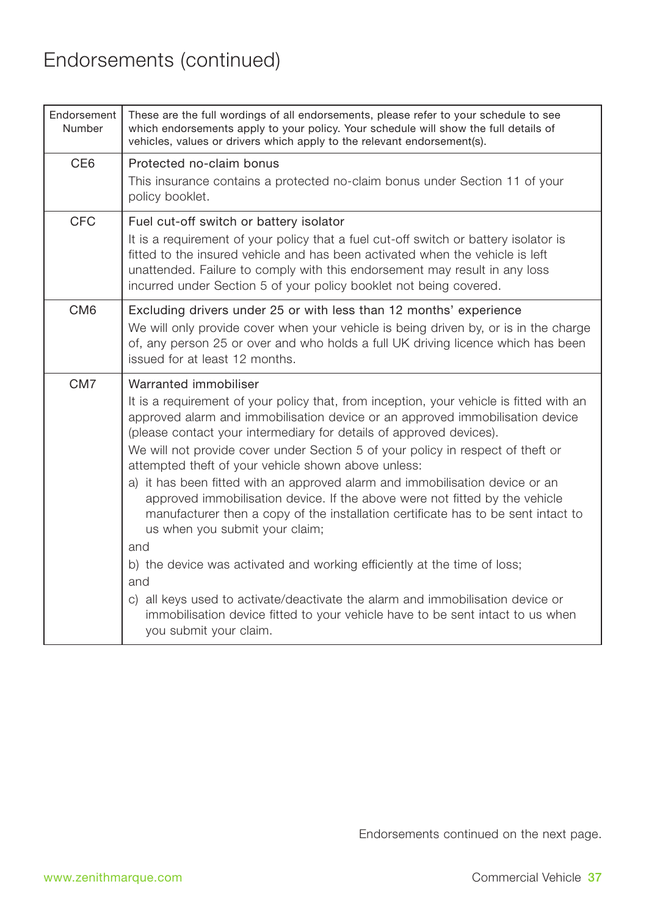# Endorsements (continued)

| Endorsement Number | These are the full wordings of all endorsements, please refer to your schedule to see which endorsements apply to your policy. Your schedule will show the full details of vehicles, values or drivers which apply to the relevant endorsement(s). |
|---|---|
| CE6 | Protected no-claim bonus<br>This insurance contains a protected no-claim bonus under Section 11 of your policy booklet. |
| CFC | Fuel cut-off switch or battery isolator<br>It is a requirement of your policy that a fuel cut-off switch or battery isolator is fitted to the insured vehicle and has been activated when the vehicle is left unattended. Failure to comply with this endorsement may result in any loss incurred under Section 5 of your policy booklet not being covered. |
| CM6 | Excluding drivers under 25 or with less than 12 months' experience<br>We will only provide cover when your vehicle is being driven by, or is in the charge of, any person 25 or over and who holds a full UK driving licence which has been issued for at least 12 months. |
| CM7 | Warranted immobiliser<br>It is a requirement of your policy that, from inception, your vehicle is fitted with an approved alarm and immobilisation device or an approved immobilisation device (please contact your intermediary for details of approved devices).<br>We will not provide cover under Section 5 of your policy in respect of theft or attempted theft of your vehicle shown above unless:<br>a) it has been fitted with an approved alarm and immobilisation device or an approved immobilisation device. If the above were not fitted by the vehicle manufacturer then a copy of the installation certificate has to be sent intact to us when you submit your claim;<br>and<br>b) the device was activated and working efficiently at the time of loss;<br>and<br>c) all keys used to activate/deactivate the alarm and immobilisation device or immobilisation device fitted to your vehicle have to be sent intact to us when you submit your claim. |

Endorsements continued on the next page.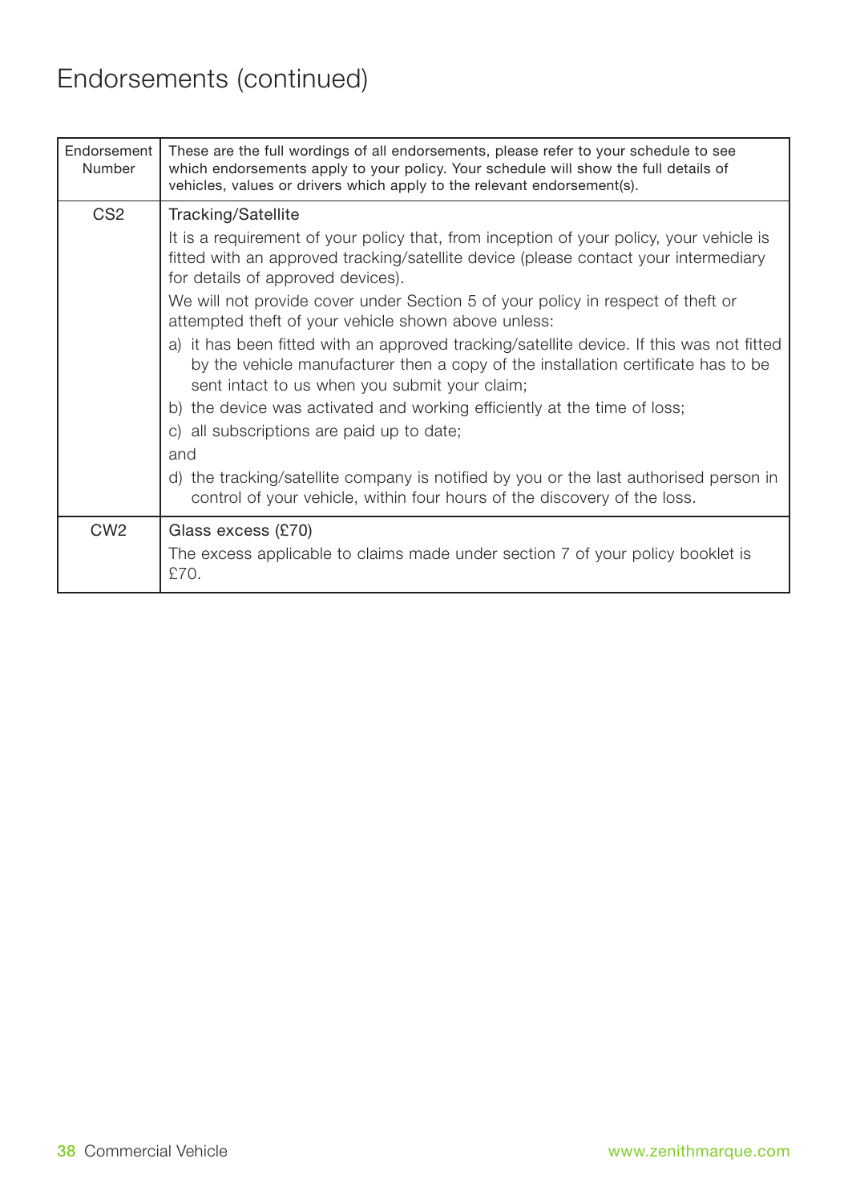# Endorsements (continued)

| Endorsement Number | These are the full wordings of all endorsements, please refer to your schedule to see which endorsements apply to your policy. Your schedule will show the full details of vehicles, values or drivers which apply to the relevant endorsement(s). |
|---|---|
| CS2 | Tracking/Satellite<br><br>It is a requirement of your policy that, from inception of your policy, your vehicle is fitted with an approved tracking/satellite device (please contact your intermediary for details of approved devices).<br><br>We will not provide cover under Section 5 of your policy in respect of theft or attempted theft of your vehicle shown above unless:<br><br>a) it has been fitted with an approved tracking/satellite device. If this was not fitted by the vehicle manufacturer then a copy of the installation certificate has to be sent intact to us when you submit your claim;<br><br>b) the device was activated and working efficiently at the time of loss;<br><br>c) all subscriptions are paid up to date;<br><br>and<br><br>d) the tracking/satellite company is notified by you or the last authorised person in control of your vehicle, within four hours of the discovery of the loss. |
| CW2 | Glass excess (£70)<br><br>The excess applicable to claims made under section 7 of your policy booklet is £70. |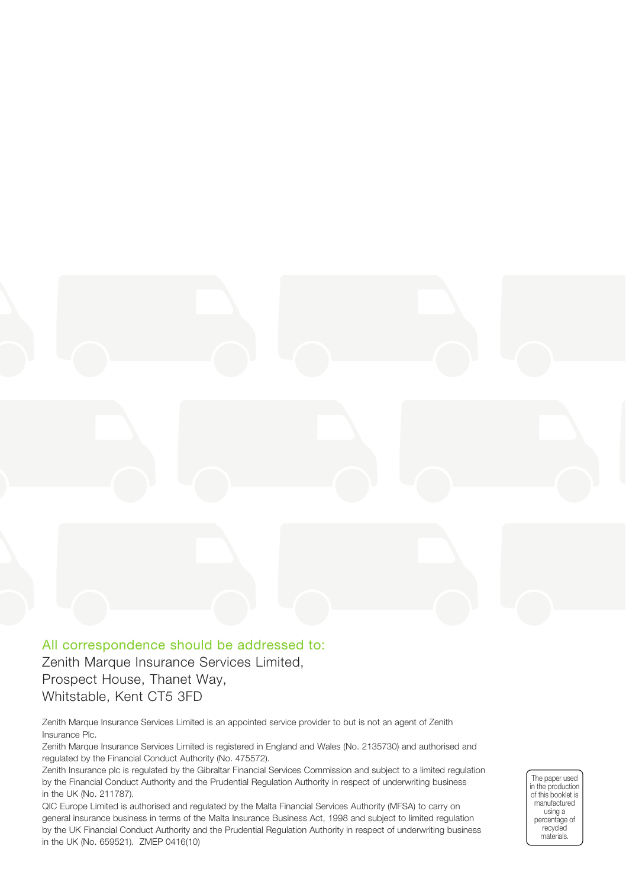## All correspondence should be addressed to:

Zenith Marque Insurance Services Limited,
Prospect House, Thanet Way,
Whitstable, Kent CT5 3FD

Zenith Marque Insurance Services Limited is an appointed service provider to but is not an agent of Zenith Insurance Plc.

Zenith Marque Insurance Services Limited is registered in England and Wales (No. 2135730) and authorised and regulated by the Financial Conduct Authority (No. 475572).

Zenith Insurance plc is regulated by the Gibraltar Financial Services Commission and subject to a limited regulation by the Financial Conduct Authority and the Prudential Regulation Authority in respect of underwriting business in the UK (No. 211787).

QIC Europe Limited is authorised and regulated by the Malta Financial Services Authority (MFSA) to carry on general insurance business in terms of the Malta Insurance Business Act, 1998 and subject to limited regulation by the UK Financial Conduct Authority and the Prudential Regulation Authority in respect of underwriting business in the UK (No. 659521). ZMEP 0416(10)

The paper used in the production of this booklet is manufactured using a percentage of recycled materials.